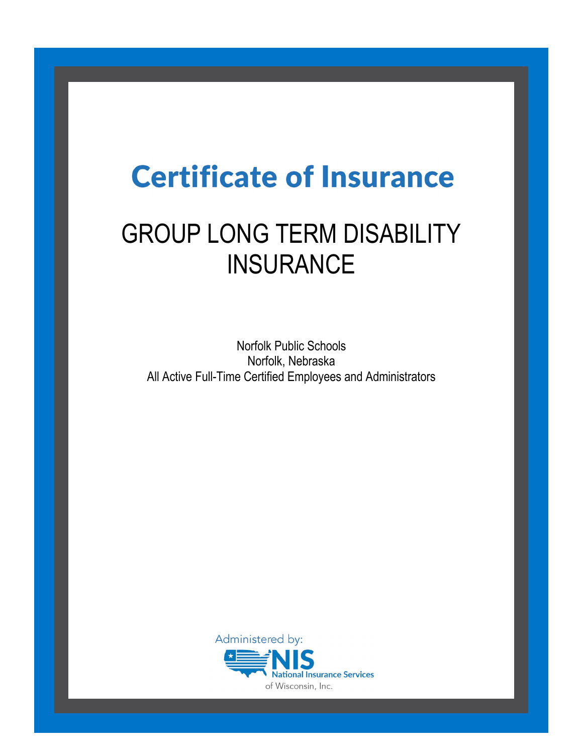# Certificate of Insurance

## GROUP LONG TERM DISABILITY INSURANCE

Norfolk Public Schools
Norfolk, Nebraska
All Active Full-Time Certified Employees and Administrators

Administered by:
NIS
National Insurance Services
of Wisconsin, Inc.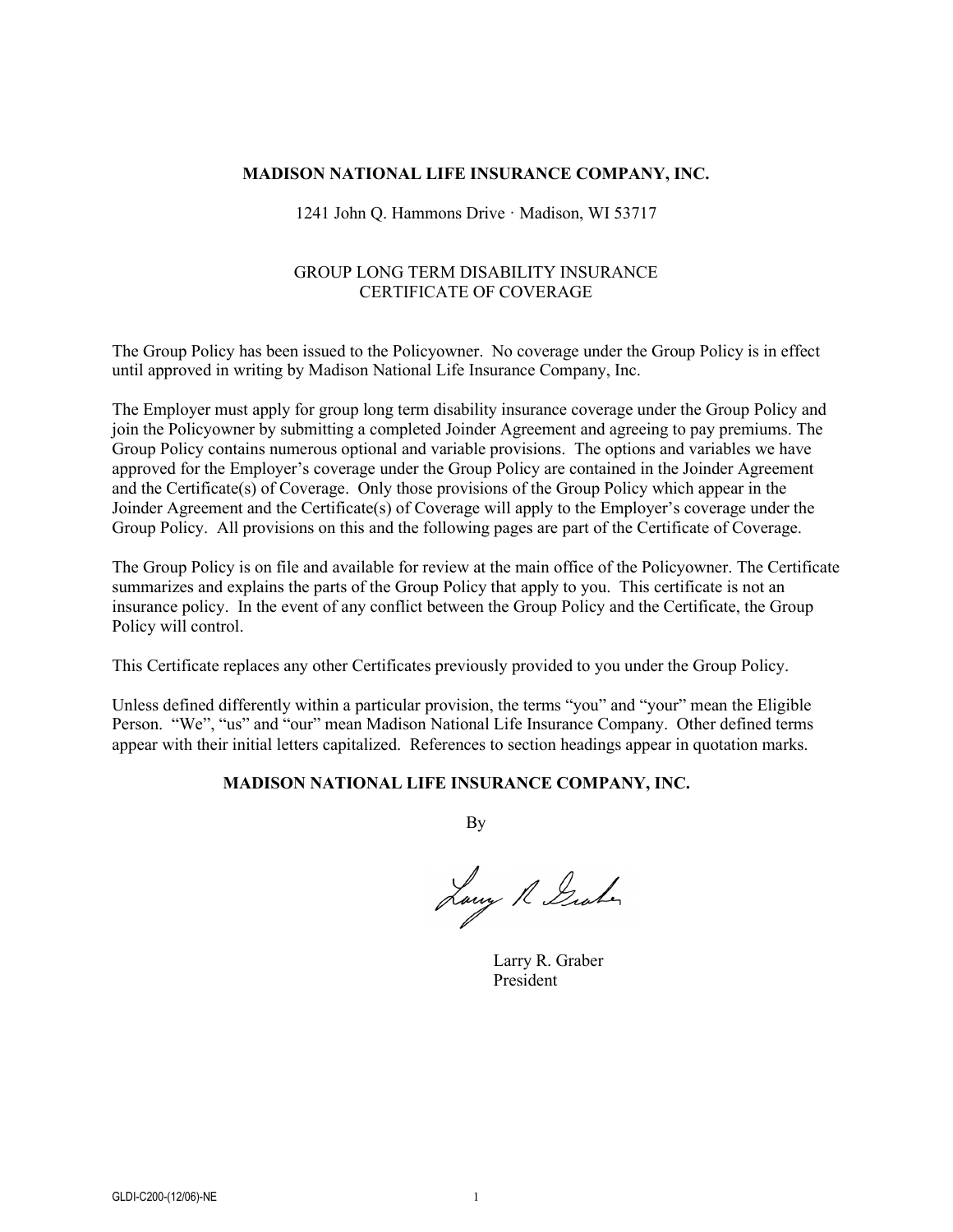**MADISON NATIONAL LIFE INSURANCE COMPANY, INC.**

1241 John Q. Hammons Drive · Madison, WI 53717

GROUP LONG TERM DISABILITY INSURANCE
CERTIFICATE OF COVERAGE

The Group Policy has been issued to the Policyowner. No coverage under the Group Policy is in effect until approved in writing by Madison National Life Insurance Company, Inc.

The Employer must apply for group long term disability insurance coverage under the Group Policy and join the Policyowner by submitting a completed Joinder Agreement and agreeing to pay premiums. The Group Policy contains numerous optional and variable provisions. The options and variables we have approved for the Employer's coverage under the Group Policy are contained in the Joinder Agreement and the Certificate(s) of Coverage. Only those provisions of the Group Policy which appear in the Joinder Agreement and the Certificate(s) of Coverage will apply to the Employer's coverage under the Group Policy. All provisions on this and the following pages are part of the Certificate of Coverage.

The Group Policy is on file and available for review at the main office of the Policyowner. The Certificate summarizes and explains the parts of the Group Policy that apply to you. This certificate is not an insurance policy. In the event of any conflict between the Group Policy and the Certificate, the Group Policy will control.

This Certificate replaces any other Certificates previously provided to you under the Group Policy.

Unless defined differently within a particular provision, the terms "you" and "your" mean the Eligible Person. "We", "us" and "our" mean Madison National Life Insurance Company. Other defined terms appear with their initial letters capitalized. References to section headings appear in quotation marks.

**MADISON NATIONAL LIFE INSURANCE COMPANY, INC.**

By

Larry R. Graber
President

GLDI-C200-(12/06)-NE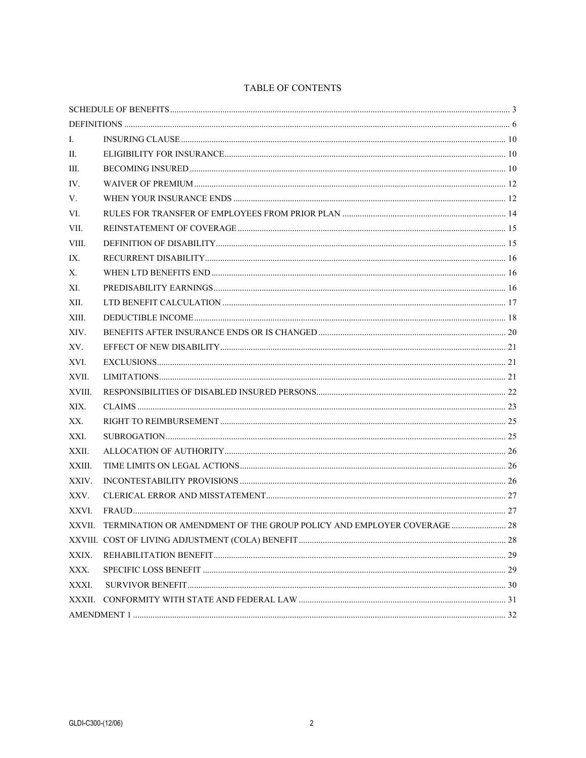# TABLE OF CONTENTS

| | | |
|---|---|---|
| SCHEDULE OF BENEFITS | | 3 |
| DEFINITIONS | | 6 |
| I. | INSURING CLAUSE | 10 |
| II. | ELIGIBILITY FOR INSURANCE | 10 |
| III. | BECOMING INSURED | 10 |
| IV. | WAIVER OF PREMIUM | 12 |
| V. | WHEN YOUR INSURANCE ENDS | 12 |
| VI. | RULES FOR TRANSFER OF EMPLOYEES FROM PRIOR PLAN | 14 |
| VII. | REINSTATEMENT OF COVERAGE | 15 |
| VIII. | DEFINITION OF DISABILITY | 15 |
| IX. | RECURRENT DISABILITY | 16 |
| X. | WHEN LTD BENEFITS END | 16 |
| XI. | PREDISABILITY EARNINGS | 16 |
| XII. | LTD BENEFIT CALCULATION | 17 |
| XIII. | DEDUCTIBLE INCOME | 18 |
| XIV. | BENEFITS AFTER INSURANCE ENDS OR IS CHANGED | 20 |
| XV. | EFFECT OF NEW DISABILITY | 21 |
| XVI. | EXCLUSIONS | 21 |
| XVII. | LIMITATIONS | 21 |
| XVIII. | RESPONSIBILITIES OF DISABLED INSURED PERSONS | 22 |
| XIX. | CLAIMS | 23 |
| XX. | RIGHT TO REIMBURSEMENT | 25 |
| XXI. | SUBROGATION | 25 |
| XXII. | ALLOCATION OF AUTHORITY | 26 |
| XXIII. | TIME LIMITS ON LEGAL ACTIONS | 26 |
| XXIV. | INCONTESTABILITY PROVISIONS | 26 |
| XXV. | CLERICAL ERROR AND MISSTATEMENT | 27 |
| XXVI. | FRAUD | 27 |
| XXVII. | TERMINATION OR AMENDMENT OF THE GROUP POLICY AND EMPLOYER COVERAGE | 28 |
| XXVIII. | COST OF LIVING ADJUSTMENT (COLA) BENEFIT | 28 |
| XXIX. | REHABILITATION BENEFIT | 29 |
| XXX. | SPECIFIC LOSS BENEFIT | 29 |
| XXXI. | SURVIVOR BENEFIT | 30 |
| XXXII. | CONFORMITY WITH STATE AND FEDERAL LAW | 31 |
| AMENDMENT 1 | | 32 |

GLDI-C300-(12/06)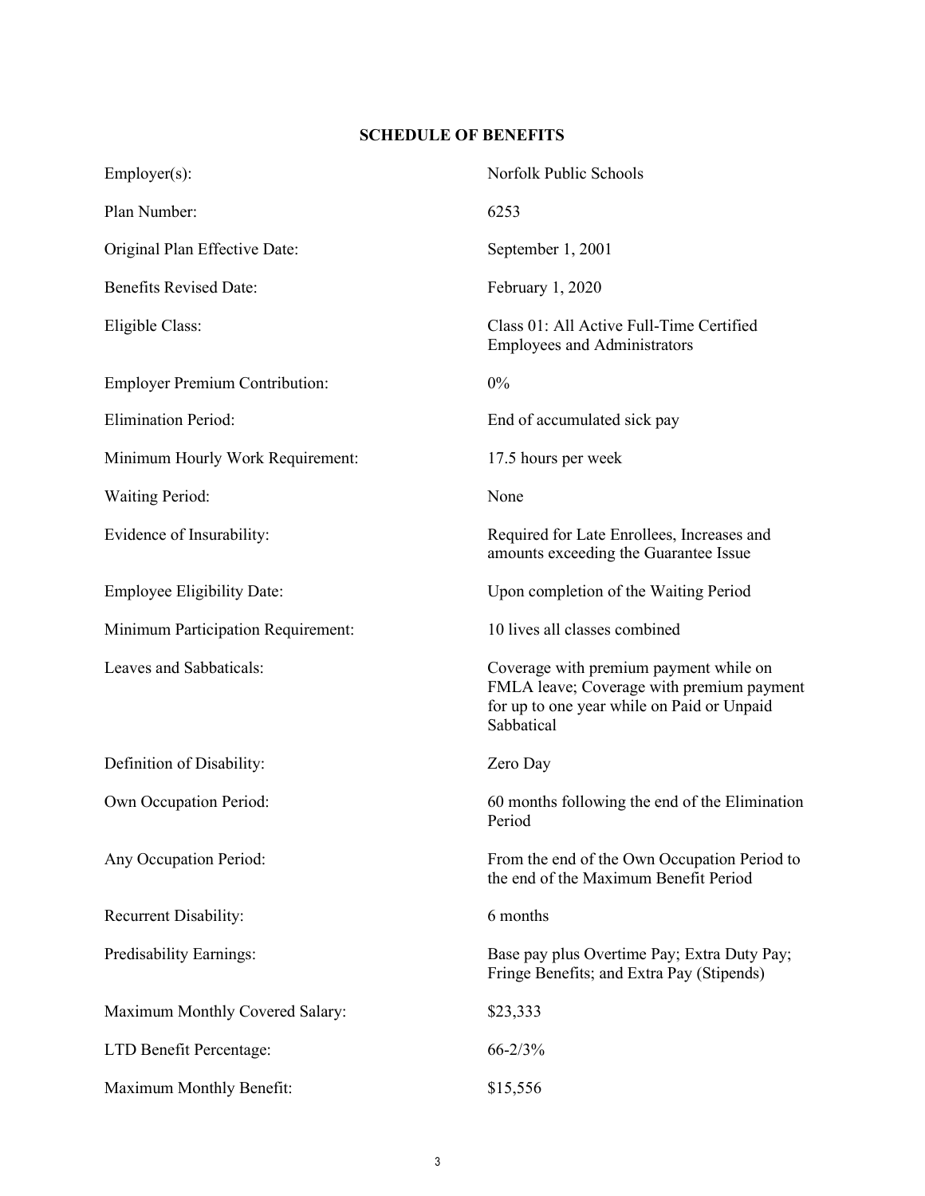## SCHEDULE OF BENEFITS

| | |
|---|---|
| Employer(s): | Norfolk Public Schools |
| Plan Number: | 6253 |
| Original Plan Effective Date: | September 1, 2001 |
| Benefits Revised Date: | February 1, 2020 |
| Eligible Class: | Class 01: All Active Full-Time Certified Employees and Administrators |
| Employer Premium Contribution: | 0% |
| Elimination Period: | End of accumulated sick pay |
| Minimum Hourly Work Requirement: | 17.5 hours per week |
| Waiting Period: | None |
| Evidence of Insurability: | Required for Late Enrollees, Increases and amounts exceeding the Guarantee Issue |
| Employee Eligibility Date: | Upon completion of the Waiting Period |
| Minimum Participation Requirement: | 10 lives all classes combined |
| Leaves and Sabbaticals: | Coverage with premium payment while on FMLA leave; Coverage with premium payment for up to one year while on Paid or Unpaid Sabbatical |
| Definition of Disability: | Zero Day |
| Own Occupation Period: | 60 months following the end of the Elimination Period |
| Any Occupation Period: | From the end of the Own Occupation Period to the end of the Maximum Benefit Period |
| Recurrent Disability: | 6 months |
| Predisability Earnings: | Base pay plus Overtime Pay; Extra Duty Pay; Fringe Benefits; and Extra Pay (Stipends) |
| Maximum Monthly Covered Salary: | $23,333 |
| LTD Benefit Percentage: | 66-2/3% |
| Maximum Monthly Benefit: | $15,556 |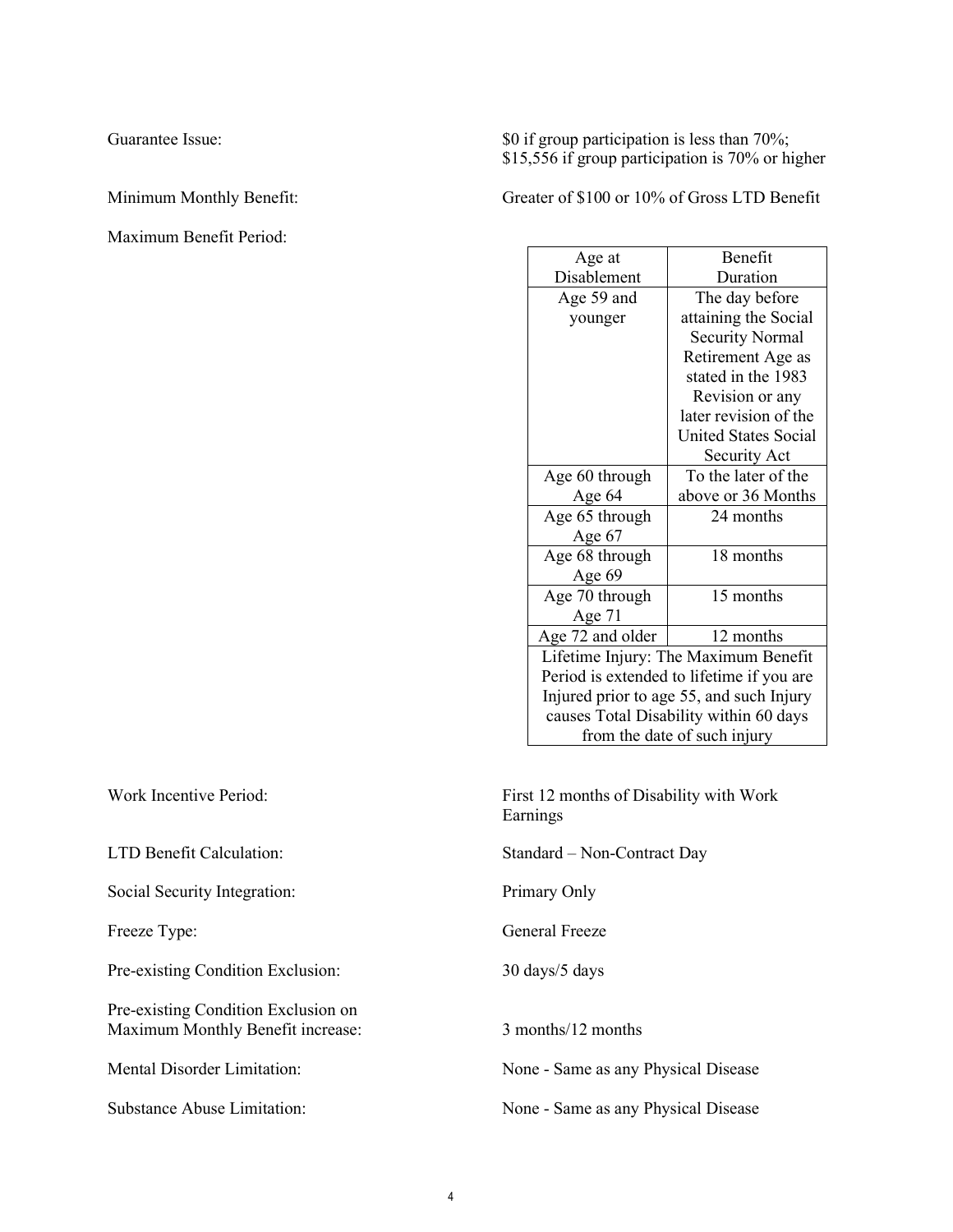Guarantee Issue: $0 if group participation is less than 70%; $15,556 if group participation is 70% or higher

Minimum Monthly Benefit: Greater of $100 or 10% of Gross LTD Benefit

Maximum Benefit Period:

| Age at Disablement | Benefit Duration |
|---|---|
| Age 59 and younger | The day before attaining the Social Security Normal Retirement Age as stated in the 1983 Revision or any later revision of the United States Social Security Act |
| Age 60 through Age 64 | To the later of the above or 36 Months |
| Age 65 through Age 67 | 24 months |
| Age 68 through Age 69 | 18 months |
| Age 70 through Age 71 | 15 months |
| Age 72 and older | 12 months |
| Lifetime Injury: The Maximum Benefit Period is extended to lifetime if you are Injured prior to age 55, and such Injury causes Total Disability within 60 days from the date of such injury | |

Work Incentive Period: First 12 months of Disability with Work Earnings

LTD Benefit Calculation: Standard – Non-Contract Day

Social Security Integration: Primary Only

Freeze Type: General Freeze

Pre-existing Condition Exclusion: 30 days/5 days

Pre-existing Condition Exclusion on Maximum Monthly Benefit increase: 3 months/12 months

Mental Disorder Limitation: None - Same as any Physical Disease

Substance Abuse Limitation: None - Same as any Physical Disease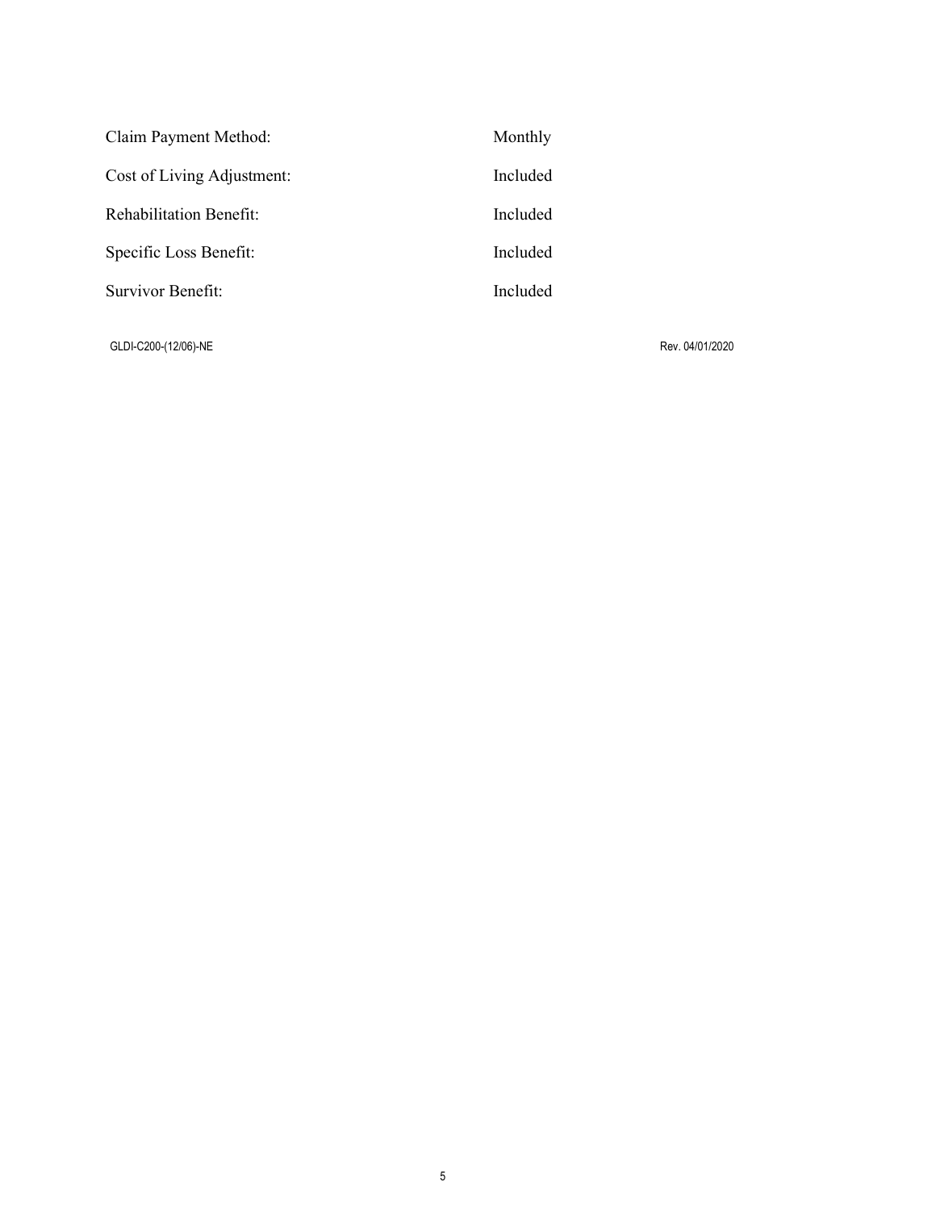| | |
|---|---|
| Claim Payment Method: | Monthly |
| Cost of Living Adjustment: | Included |
| Rehabilitation Benefit: | Included |
| Specific Loss Benefit: | Included |
| Survivor Benefit: | Included |

GLDI-C200-(12/06)-NE Rev. 04/01/2020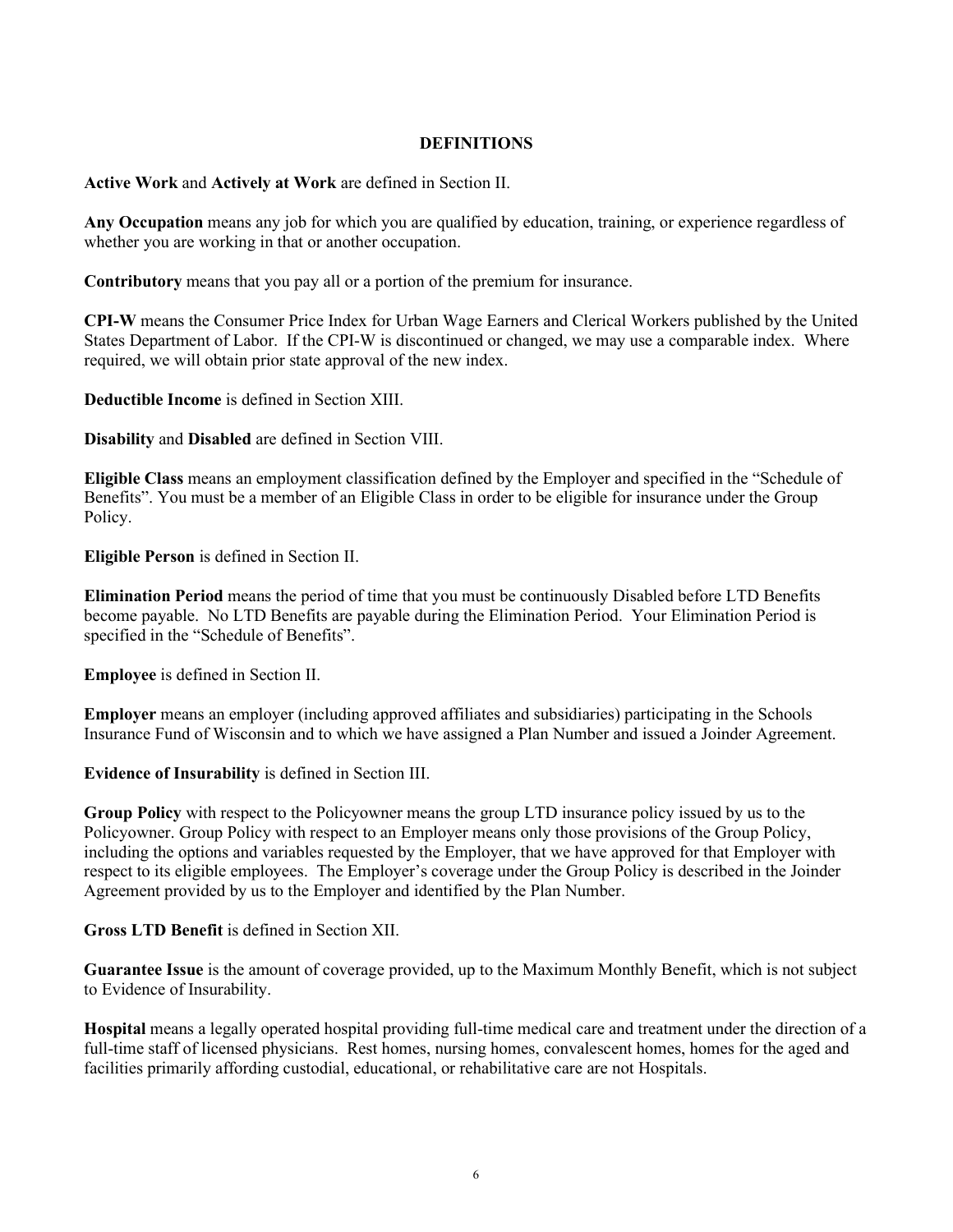## DEFINITIONS

**Active Work** and **Actively at Work** are defined in Section II.

**Any Occupation** means any job for which you are qualified by education, training, or experience regardless of whether you are working in that or another occupation.

**Contributory** means that you pay all or a portion of the premium for insurance.

**CPI-W** means the Consumer Price Index for Urban Wage Earners and Clerical Workers published by the United States Department of Labor. If the CPI-W is discontinued or changed, we may use a comparable index. Where required, we will obtain prior state approval of the new index.

**Deductible Income** is defined in Section XIII.

**Disability** and **Disabled** are defined in Section VIII.

**Eligible Class** means an employment classification defined by the Employer and specified in the "Schedule of Benefits". You must be a member of an Eligible Class in order to be eligible for insurance under the Group Policy.

**Eligible Person** is defined in Section II.

**Elimination Period** means the period of time that you must be continuously Disabled before LTD Benefits become payable. No LTD Benefits are payable during the Elimination Period. Your Elimination Period is specified in the "Schedule of Benefits".

**Employee** is defined in Section II.

**Employer** means an employer (including approved affiliates and subsidiaries) participating in the Schools Insurance Fund of Wisconsin and to which we have assigned a Plan Number and issued a Joinder Agreement.

**Evidence of Insurability** is defined in Section III.

**Group Policy** with respect to the Policyowner means the group LTD insurance policy issued by us to the Policyowner. Group Policy with respect to an Employer means only those provisions of the Group Policy, including the options and variables requested by the Employer, that we have approved for that Employer with respect to its eligible employees. The Employer's coverage under the Group Policy is described in the Joinder Agreement provided by us to the Employer and identified by the Plan Number.

**Gross LTD Benefit** is defined in Section XII.

**Guarantee Issue** is the amount of coverage provided, up to the Maximum Monthly Benefit, which is not subject to Evidence of Insurability.

**Hospital** means a legally operated hospital providing full-time medical care and treatment under the direction of a full-time staff of licensed physicians. Rest homes, nursing homes, convalescent homes, homes for the aged and facilities primarily affording custodial, educational, or rehabilitative care are not Hospitals.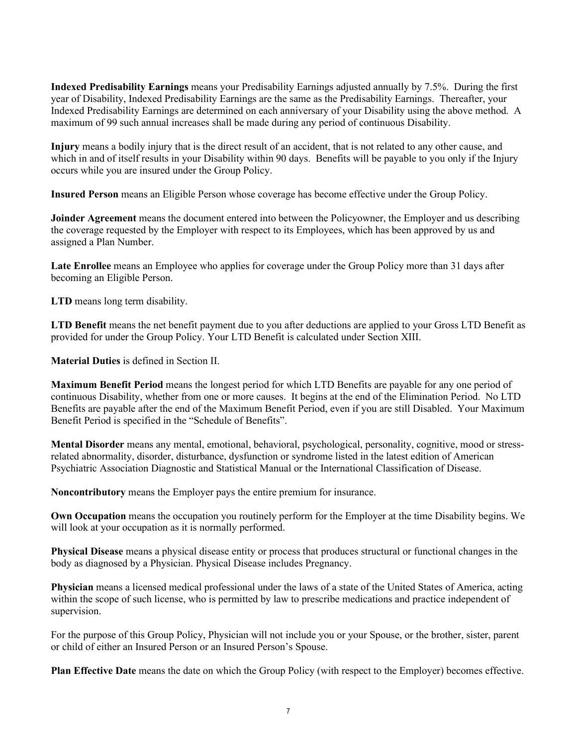**Indexed Predisability Earnings** means your Predisability Earnings adjusted annually by 7.5%. During the first year of Disability, Indexed Predisability Earnings are the same as the Predisability Earnings. Thereafter, your Indexed Predisability Earnings are determined on each anniversary of your Disability using the above method. A maximum of 99 such annual increases shall be made during any period of continuous Disability.

**Injury** means a bodily injury that is the direct result of an accident, that is not related to any other cause, and which in and of itself results in your Disability within 90 days. Benefits will be payable to you only if the Injury occurs while you are insured under the Group Policy.

**Insured Person** means an Eligible Person whose coverage has become effective under the Group Policy.

**Joinder Agreement** means the document entered into between the Policyowner, the Employer and us describing the coverage requested by the Employer with respect to its Employees, which has been approved by us and assigned a Plan Number.

**Late Enrollee** means an Employee who applies for coverage under the Group Policy more than 31 days after becoming an Eligible Person.

**LTD** means long term disability.

**LTD Benefit** means the net benefit payment due to you after deductions are applied to your Gross LTD Benefit as provided for under the Group Policy. Your LTD Benefit is calculated under Section XIII.

**Material Duties** is defined in Section II.

**Maximum Benefit Period** means the longest period for which LTD Benefits are payable for any one period of continuous Disability, whether from one or more causes. It begins at the end of the Elimination Period. No LTD Benefits are payable after the end of the Maximum Benefit Period, even if you are still Disabled. Your Maximum Benefit Period is specified in the "Schedule of Benefits".

**Mental Disorder** means any mental, emotional, behavioral, psychological, personality, cognitive, mood or stress-related abnormality, disorder, disturbance, dysfunction or syndrome listed in the latest edition of American Psychiatric Association Diagnostic and Statistical Manual or the International Classification of Disease.

**Noncontributory** means the Employer pays the entire premium for insurance.

**Own Occupation** means the occupation you routinely perform for the Employer at the time Disability begins. We will look at your occupation as it is normally performed.

**Physical Disease** means a physical disease entity or process that produces structural or functional changes in the body as diagnosed by a Physician. Physical Disease includes Pregnancy.

**Physician** means a licensed medical professional under the laws of a state of the United States of America, acting within the scope of such license, who is permitted by law to prescribe medications and practice independent of supervision.

For the purpose of this Group Policy, Physician will not include you or your Spouse, or the brother, sister, parent or child of either an Insured Person or an Insured Person's Spouse.

**Plan Effective Date** means the date on which the Group Policy (with respect to the Employer) becomes effective.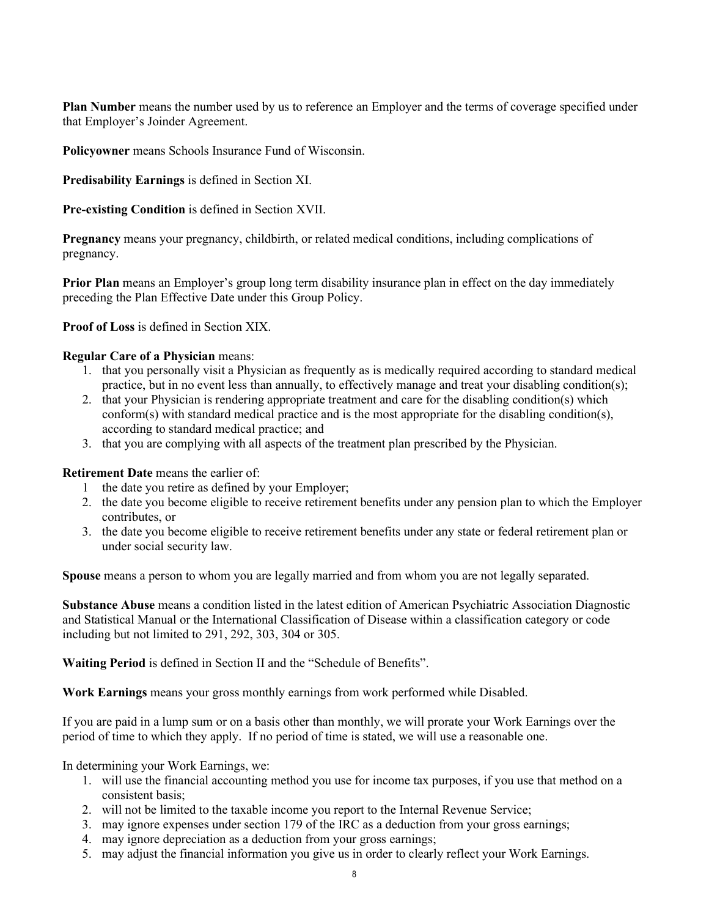**Plan Number** means the number used by us to reference an Employer and the terms of coverage specified under that Employer's Joinder Agreement.

**Policyowner** means Schools Insurance Fund of Wisconsin.

**Predisability Earnings** is defined in Section XI.

**Pre-existing Condition** is defined in Section XVII.

**Pregnancy** means your pregnancy, childbirth, or related medical conditions, including complications of pregnancy.

**Prior Plan** means an Employer's group long term disability insurance plan in effect on the day immediately preceding the Plan Effective Date under this Group Policy.

**Proof of Loss** is defined in Section XIX.

**Regular Care of a Physician** means:

1. that you personally visit a Physician as frequently as is medically required according to standard medical practice, but in no event less than annually, to effectively manage and treat your disabling condition(s);
2. that your Physician is rendering appropriate treatment and care for the disabling condition(s) which conform(s) with standard medical practice and is the most appropriate for the disabling condition(s), according to standard medical practice; and
3. that you are complying with all aspects of the treatment plan prescribed by the Physician.

**Retirement Date** means the earlier of:

1. the date you retire as defined by your Employer;
2. the date you become eligible to receive retirement benefits under any pension plan to which the Employer contributes, or
3. the date you become eligible to receive retirement benefits under any state or federal retirement plan or under social security law.

**Spouse** means a person to whom you are legally married and from whom you are not legally separated.

**Substance Abuse** means a condition listed in the latest edition of American Psychiatric Association Diagnostic and Statistical Manual or the International Classification of Disease within a classification category or code including but not limited to 291, 292, 303, 304 or 305.

**Waiting Period** is defined in Section II and the "Schedule of Benefits".

**Work Earnings** means your gross monthly earnings from work performed while Disabled.

If you are paid in a lump sum or on a basis other than monthly, we will prorate your Work Earnings over the period of time to which they apply. If no period of time is stated, we will use a reasonable one.

In determining your Work Earnings, we:

1. will use the financial accounting method you use for income tax purposes, if you use that method on a consistent basis;
2. will not be limited to the taxable income you report to the Internal Revenue Service;
3. may ignore expenses under section 179 of the IRC as a deduction from your gross earnings;
4. may ignore depreciation as a deduction from your gross earnings;
5. may adjust the financial information you give us in order to clearly reflect your Work Earnings.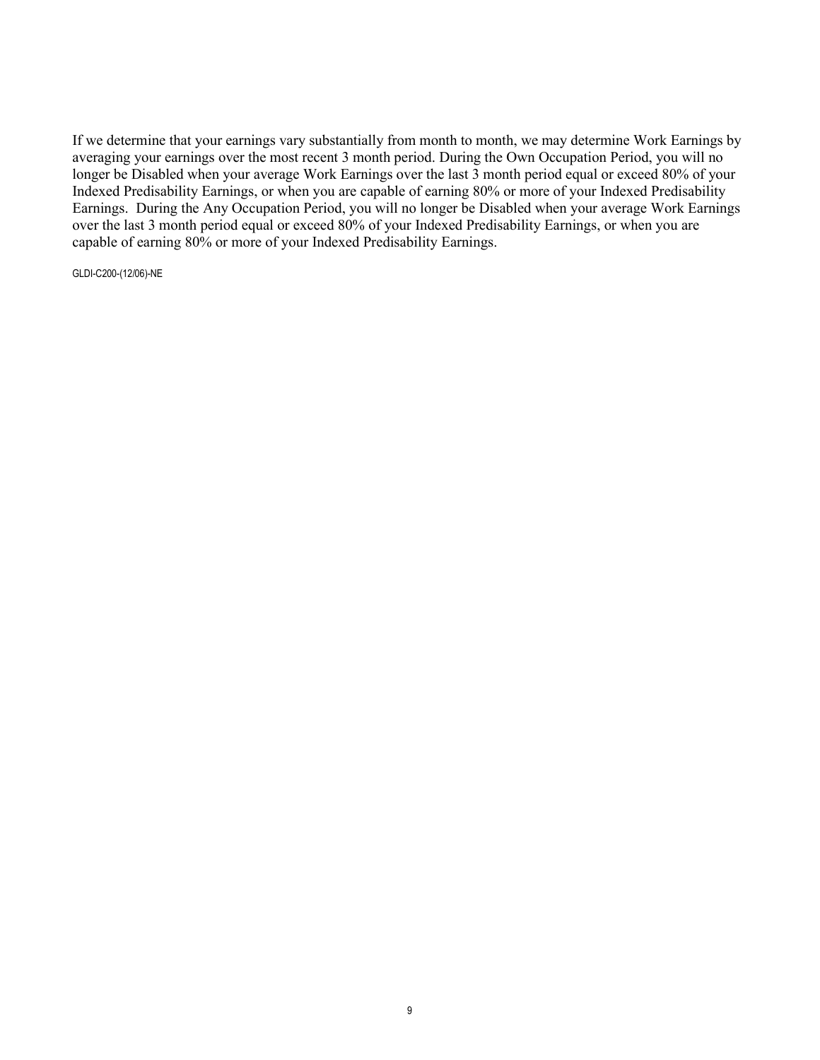If we determine that your earnings vary substantially from month to month, we may determine Work Earnings by averaging your earnings over the most recent 3 month period. During the Own Occupation Period, you will no longer be Disabled when your average Work Earnings over the last 3 month period equal or exceed 80% of your Indexed Predisability Earnings, or when you are capable of earning 80% or more of your Indexed Predisability Earnings. During the Any Occupation Period, you will no longer be Disabled when your average Work Earnings over the last 3 month period equal or exceed 80% of your Indexed Predisability Earnings, or when you are capable of earning 80% or more of your Indexed Predisability Earnings.

GLDI-C200-(12/06)-NE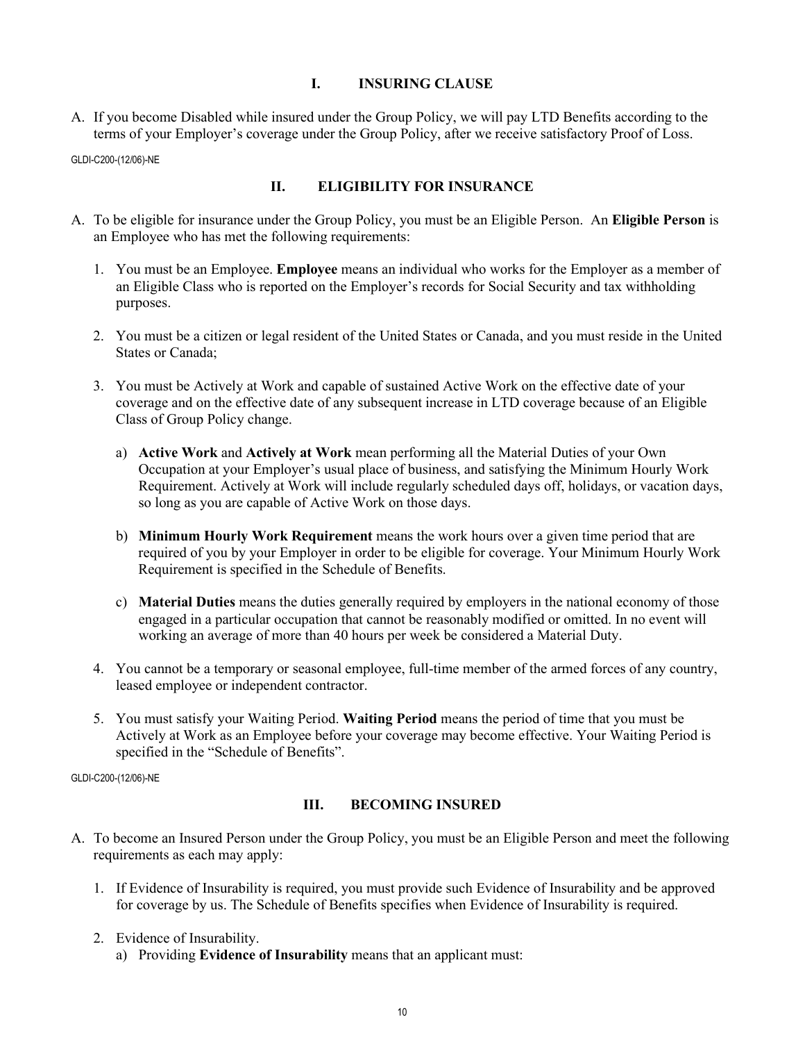## I. INSURING CLAUSE

A. If you become Disabled while insured under the Group Policy, we will pay LTD Benefits according to the terms of your Employer's coverage under the Group Policy, after we receive satisfactory Proof of Loss.

GLDI-C200-(12/06)-NE

## II. ELIGIBILITY FOR INSURANCE

A. To be eligible for insurance under the Group Policy, you must be an Eligible Person. An **Eligible Person** is an Employee who has met the following requirements:

1. You must be an Employee. **Employee** means an individual who works for the Employer as a member of an Eligible Class who is reported on the Employer's records for Social Security and tax withholding purposes.

2. You must be a citizen or legal resident of the United States or Canada, and you must reside in the United States or Canada;

3. You must be Actively at Work and capable of sustained Active Work on the effective date of your coverage and on the effective date of any subsequent increase in LTD coverage because of an Eligible Class of Group Policy change.

   a) **Active Work** and **Actively at Work** mean performing all the Material Duties of your Own Occupation at your Employer's usual place of business, and satisfying the Minimum Hourly Work Requirement. Actively at Work will include regularly scheduled days off, holidays, or vacation days, so long as you are capable of Active Work on those days.

   b) **Minimum Hourly Work Requirement** means the work hours over a given time period that are required of you by your Employer in order to be eligible for coverage. Your Minimum Hourly Work Requirement is specified in the Schedule of Benefits.

   c) **Material Duties** means the duties generally required by employers in the national economy of those engaged in a particular occupation that cannot be reasonably modified or omitted. In no event will working an average of more than 40 hours per week be considered a Material Duty.

4. You cannot be a temporary or seasonal employee, full-time member of the armed forces of any country, leased employee or independent contractor.

5. You must satisfy your Waiting Period. **Waiting Period** means the period of time that you must be Actively at Work as an Employee before your coverage may become effective. Your Waiting Period is specified in the "Schedule of Benefits".

GLDI-C200-(12/06)-NE

## III. BECOMING INSURED

A. To become an Insured Person under the Group Policy, you must be an Eligible Person and meet the following requirements as each may apply:

1. If Evidence of Insurability is required, you must provide such Evidence of Insurability and be approved for coverage by us. The Schedule of Benefits specifies when Evidence of Insurability is required.

2. Evidence of Insurability.

   a) Providing **Evidence of Insurability** means that an applicant must: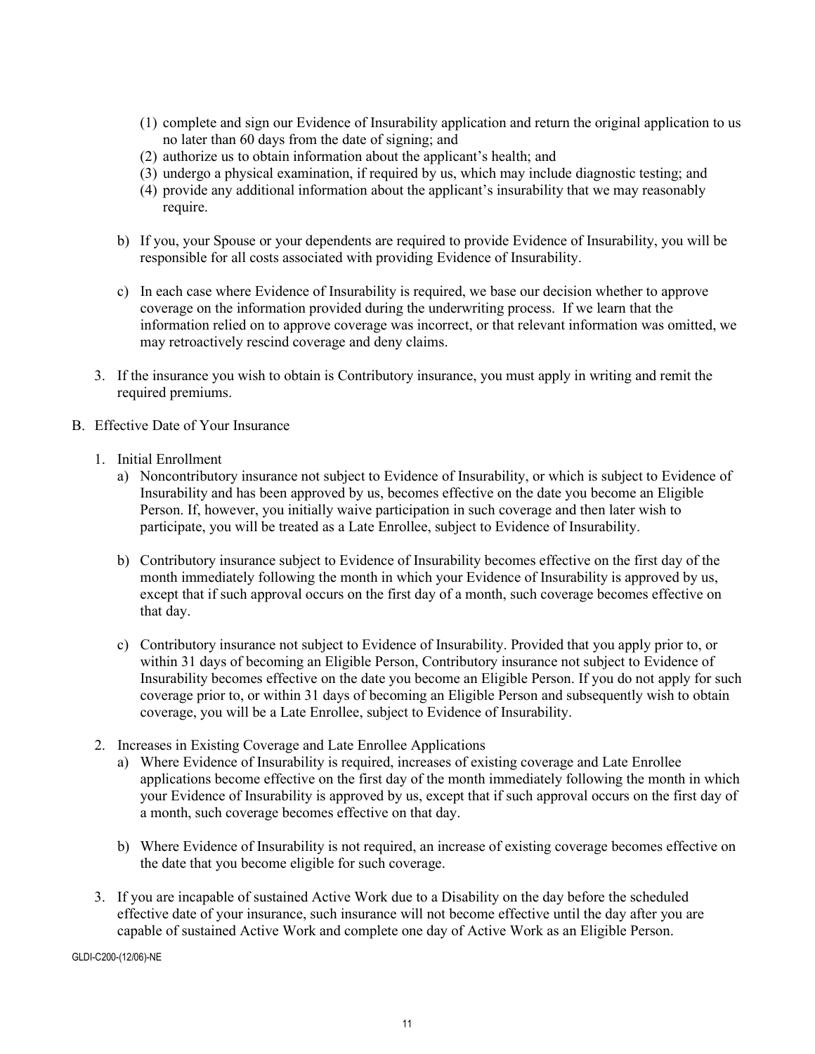(1) complete and sign our Evidence of Insurability application and return the original application to us no later than 60 days from the date of signing; and
(2) authorize us to obtain information about the applicant's health; and
(3) undergo a physical examination, if required by us, which may include diagnostic testing; and
(4) provide any additional information about the applicant's insurability that we may reasonably require.

b) If you, your Spouse or your dependents are required to provide Evidence of Insurability, you will be responsible for all costs associated with providing Evidence of Insurability.

c) In each case where Evidence of Insurability is required, we base our decision whether to approve coverage on the information provided during the underwriting process. If we learn that the information relied on to approve coverage was incorrect, or that relevant information was omitted, we may retroactively rescind coverage and deny claims.

3. If the insurance you wish to obtain is Contributory insurance, you must apply in writing and remit the required premiums.

B. Effective Date of Your Insurance

1. Initial Enrollment
   a) Noncontributory insurance not subject to Evidence of Insurability, or which is subject to Evidence of Insurability and has been approved by us, becomes effective on the date you become an Eligible Person. If, however, you initially waive participation in such coverage and then later wish to participate, you will be treated as a Late Enrollee, subject to Evidence of Insurability.

   b) Contributory insurance subject to Evidence of Insurability becomes effective on the first day of the month immediately following the month in which your Evidence of Insurability is approved by us, except that if such approval occurs on the first day of a month, such coverage becomes effective on that day.

   c) Contributory insurance not subject to Evidence of Insurability. Provided that you apply prior to, or within 31 days of becoming an Eligible Person, Contributory insurance not subject to Evidence of Insurability becomes effective on the date you become an Eligible Person. If you do not apply for such coverage prior to, or within 31 days of becoming an Eligible Person and subsequently wish to obtain coverage, you will be a Late Enrollee, subject to Evidence of Insurability.

2. Increases in Existing Coverage and Late Enrollee Applications
   a) Where Evidence of Insurability is required, increases of existing coverage and Late Enrollee applications become effective on the first day of the month immediately following the month in which your Evidence of Insurability is approved by us, except that if such approval occurs on the first day of a month, such coverage becomes effective on that day.

   b) Where Evidence of Insurability is not required, an increase of existing coverage becomes effective on the date that you become eligible for such coverage.

3. If you are incapable of sustained Active Work due to a Disability on the day before the scheduled effective date of your insurance, such insurance will not become effective until the day after you are capable of sustained Active Work and complete one day of Active Work as an Eligible Person.

GLDI-C200-(12/06)-NE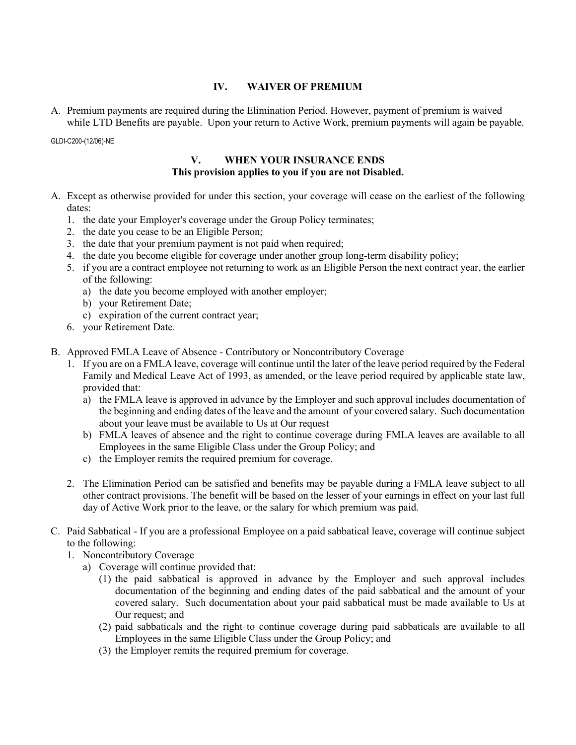## IV. WAIVER OF PREMIUM

A. Premium payments are required during the Elimination Period. However, payment of premium is waived while LTD Benefits are payable. Upon your return to Active Work, premium payments will again be payable.

GLDI-C200-(12/06)-NE

## V. WHEN YOUR INSURANCE ENDS

**This provision applies to you if you are not Disabled.**

A. Except as otherwise provided for under this section, your coverage will cease on the earliest of the following dates:
   1. the date your Employer's coverage under the Group Policy terminates;
   2. the date you cease to be an Eligible Person;
   3. the date that your premium payment is not paid when required;
   4. the date you become eligible for coverage under another group long-term disability policy;
   5. if you are a contract employee not returning to work as an Eligible Person the next contract year, the earlier of the following:
      a) the date you become employed with another employer;
      b) your Retirement Date;
      c) expiration of the current contract year;
   6. your Retirement Date.

B. Approved FMLA Leave of Absence - Contributory or Noncontributory Coverage
   1. If you are on a FMLA leave, coverage will continue until the later of the leave period required by the Federal Family and Medical Leave Act of 1993, as amended, or the leave period required by applicable state law, provided that:
      a) the FMLA leave is approved in advance by the Employer and such approval includes documentation of the beginning and ending dates of the leave and the amount of your covered salary. Such documentation about your leave must be available to Us at Our request
      b) FMLA leaves of absence and the right to continue coverage during FMLA leaves are available to all Employees in the same Eligible Class under the Group Policy; and
      c) the Employer remits the required premium for coverage.

   2. The Elimination Period can be satisfied and benefits may be payable during a FMLA leave subject to all other contract provisions. The benefit will be based on the lesser of your earnings in effect on your last full day of Active Work prior to the leave, or the salary for which premium was paid.

C. Paid Sabbatical - If you are a professional Employee on a paid sabbatical leave, coverage will continue subject to the following:
   1. Noncontributory Coverage
      a) Coverage will continue provided that:
         (1) the paid sabbatical is approved in advance by the Employer and such approval includes documentation of the beginning and ending dates of the paid sabbatical and the amount of your covered salary. Such documentation about your paid sabbatical must be made available to Us at Our request; and
         (2) paid sabbaticals and the right to continue coverage during paid sabbaticals are available to all Employees in the same Eligible Class under the Group Policy; and
         (3) the Employer remits the required premium for coverage.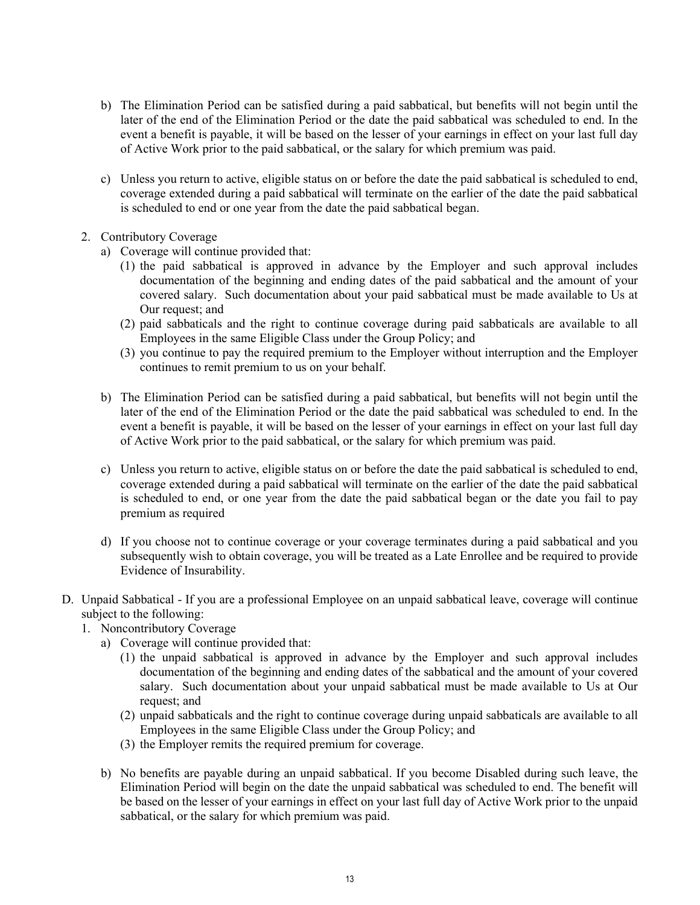b) The Elimination Period can be satisfied during a paid sabbatical, but benefits will not begin until the later of the end of the Elimination Period or the date the paid sabbatical was scheduled to end. In the event a benefit is payable, it will be based on the lesser of your earnings in effect on your last full day of Active Work prior to the paid sabbatical, or the salary for which premium was paid.

c) Unless you return to active, eligible status on or before the date the paid sabbatical is scheduled to end, coverage extended during a paid sabbatical will terminate on the earlier of the date the paid sabbatical is scheduled to end or one year from the date the paid sabbatical began.

2. Contributory Coverage
   a) Coverage will continue provided that:
      (1) the paid sabbatical is approved in advance by the Employer and such approval includes documentation of the beginning and ending dates of the paid sabbatical and the amount of your covered salary. Such documentation about your paid sabbatical must be made available to Us at Our request; and
      (2) paid sabbaticals and the right to continue coverage during paid sabbaticals are available to all Employees in the same Eligible Class under the Group Policy; and
      (3) you continue to pay the required premium to the Employer without interruption and the Employer continues to remit premium to us on your behalf.

   b) The Elimination Period can be satisfied during a paid sabbatical, but benefits will not begin until the later of the end of the Elimination Period or the date the paid sabbatical was scheduled to end. In the event a benefit is payable, it will be based on the lesser of your earnings in effect on your last full day of Active Work prior to the paid sabbatical, or the salary for which premium was paid.

   c) Unless you return to active, eligible status on or before the date the paid sabbatical is scheduled to end, coverage extended during a paid sabbatical will terminate on the earlier of the date the paid sabbatical is scheduled to end, or one year from the date the paid sabbatical began or the date you fail to pay premium as required

   d) If you choose not to continue coverage or your coverage terminates during a paid sabbatical and you subsequently wish to obtain coverage, you will be treated as a Late Enrollee and be required to provide Evidence of Insurability.

D. Unpaid Sabbatical - If you are a professional Employee on an unpaid sabbatical leave, coverage will continue subject to the following:
   1. Noncontributory Coverage
      a) Coverage will continue provided that:
         (1) the unpaid sabbatical is approved in advance by the Employer and such approval includes documentation of the beginning and ending dates of the sabbatical and the amount of your covered salary. Such documentation about your unpaid sabbatical must be made available to Us at Our request; and
         (2) unpaid sabbaticals and the right to continue coverage during unpaid sabbaticals are available to all Employees in the same Eligible Class under the Group Policy; and
         (3) the Employer remits the required premium for coverage.

      b) No benefits are payable during an unpaid sabbatical. If you become Disabled during such leave, the Elimination Period will begin on the date the unpaid sabbatical was scheduled to end. The benefit will be based on the lesser of your earnings in effect on your last full day of Active Work prior to the unpaid sabbatical, or the salary for which premium was paid.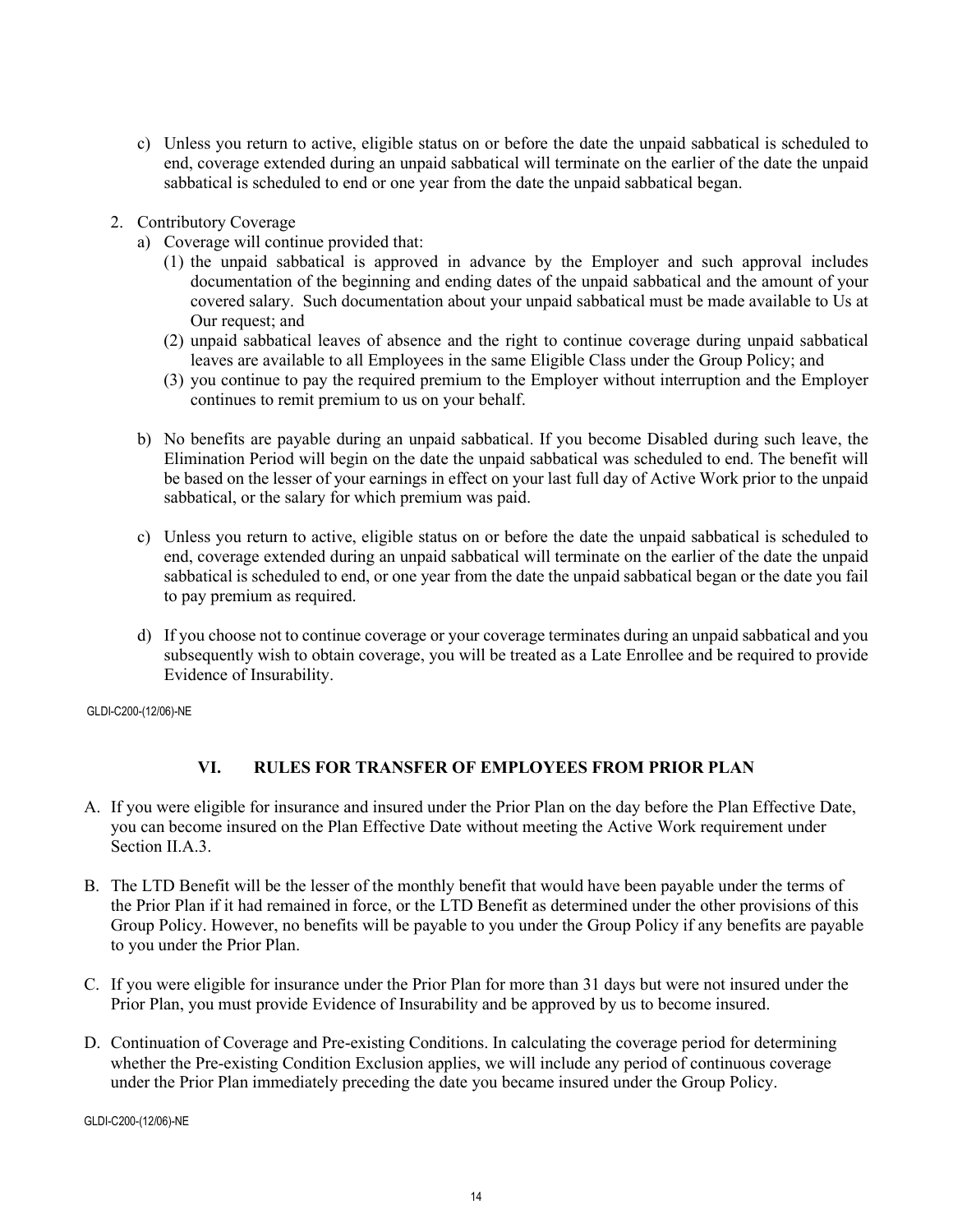c) Unless you return to active, eligible status on or before the date the unpaid sabbatical is scheduled to end, coverage extended during an unpaid sabbatical will terminate on the earlier of the date the unpaid sabbatical is scheduled to end or one year from the date the unpaid sabbatical began.

2. Contributory Coverage
   a) Coverage will continue provided that:
      (1) the unpaid sabbatical is approved in advance by the Employer and such approval includes documentation of the beginning and ending dates of the unpaid sabbatical and the amount of your covered salary. Such documentation about your unpaid sabbatical must be made available to Us at Our request; and
      (2) unpaid sabbatical leaves of absence and the right to continue coverage during unpaid sabbatical leaves are available to all Employees in the same Eligible Class under the Group Policy; and
      (3) you continue to pay the required premium to the Employer without interruption and the Employer continues to remit premium to us on your behalf.

   b) No benefits are payable during an unpaid sabbatical. If you become Disabled during such leave, the Elimination Period will begin on the date the unpaid sabbatical was scheduled to end. The benefit will be based on the lesser of your earnings in effect on your last full day of Active Work prior to the unpaid sabbatical, or the salary for which premium was paid.

   c) Unless you return to active, eligible status on or before the date the unpaid sabbatical is scheduled to end, coverage extended during an unpaid sabbatical will terminate on the earlier of the date the unpaid sabbatical is scheduled to end, or one year from the date the unpaid sabbatical began or the date you fail to pay premium as required.

   d) If you choose not to continue coverage or your coverage terminates during an unpaid sabbatical and you subsequently wish to obtain coverage, you will be treated as a Late Enrollee and be required to provide Evidence of Insurability.

GLDI-C200-(12/06)-NE

## VI. RULES FOR TRANSFER OF EMPLOYEES FROM PRIOR PLAN

A. If you were eligible for insurance and insured under the Prior Plan on the day before the Plan Effective Date, you can become insured on the Plan Effective Date without meeting the Active Work requirement under Section II.A.3.

B. The LTD Benefit will be the lesser of the monthly benefit that would have been payable under the terms of the Prior Plan if it had remained in force, or the LTD Benefit as determined under the other provisions of this Group Policy. However, no benefits will be payable to you under the Group Policy if any benefits are payable to you under the Prior Plan.

C. If you were eligible for insurance under the Prior Plan for more than 31 days but were not insured under the Prior Plan, you must provide Evidence of Insurability and be approved by us to become insured.

D. Continuation of Coverage and Pre-existing Conditions. In calculating the coverage period for determining whether the Pre-existing Condition Exclusion applies, we will include any period of continuous coverage under the Prior Plan immediately preceding the date you became insured under the Group Policy.

GLDI-C200-(12/06)-NE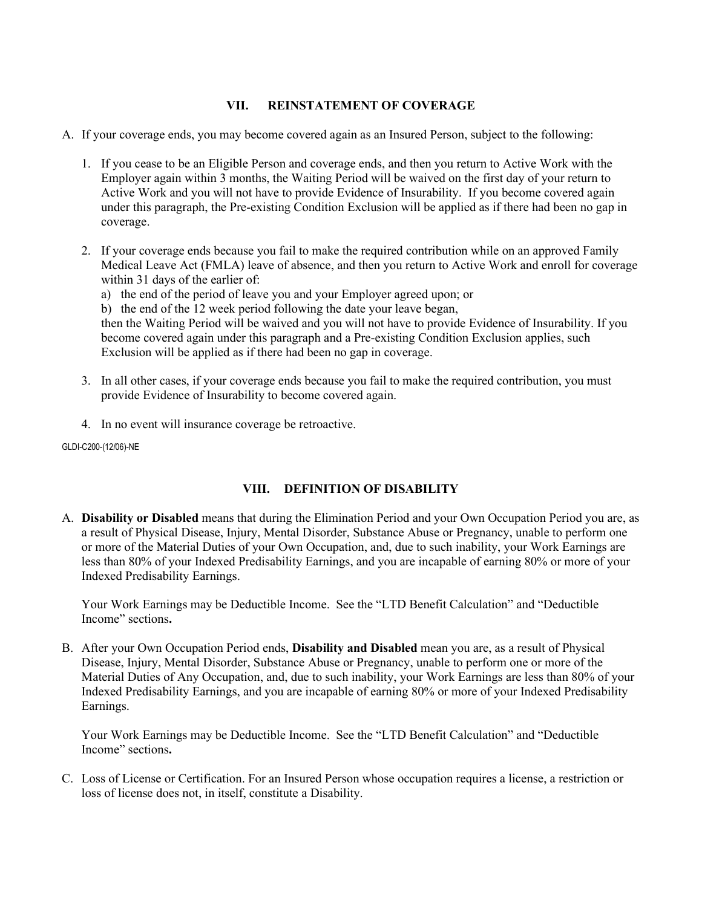## VII. REINSTATEMENT OF COVERAGE

A. If your coverage ends, you may become covered again as an Insured Person, subject to the following:

   1. If you cease to be an Eligible Person and coverage ends, and then you return to Active Work with the Employer again within 3 months, the Waiting Period will be waived on the first day of your return to Active Work and you will not have to provide Evidence of Insurability. If you become covered again under this paragraph, the Pre-existing Condition Exclusion will be applied as if there had been no gap in coverage.

   2. If your coverage ends because you fail to make the required contribution while on an approved Family Medical Leave Act (FMLA) leave of absence, and then you return to Active Work and enroll for coverage within 31 days of the earlier of:
      a) the end of the period of leave you and your Employer agreed upon; or
      b) the end of the 12 week period following the date your leave began,

      then the Waiting Period will be waived and you will not have to provide Evidence of Insurability. If you become covered again under this paragraph and a Pre-existing Condition Exclusion applies, such Exclusion will be applied as if there had been no gap in coverage.

   3. In all other cases, if your coverage ends because you fail to make the required contribution, you must provide Evidence of Insurability to become covered again.

   4. In no event will insurance coverage be retroactive.

GLDI-C200-(12/06)-NE

## VIII. DEFINITION OF DISABILITY

A. **Disability or Disabled** means that during the Elimination Period and your Own Occupation Period you are, as a result of Physical Disease, Injury, Mental Disorder, Substance Abuse or Pregnancy, unable to perform one or more of the Material Duties of your Own Occupation, and, due to such inability, your Work Earnings are less than 80% of your Indexed Predisability Earnings, and you are incapable of earning 80% or more of your Indexed Predisability Earnings.

   Your Work Earnings may be Deductible Income. See the "LTD Benefit Calculation" and "Deductible Income" sections**.**

B. After your Own Occupation Period ends, **Disability and Disabled** mean you are, as a result of Physical Disease, Injury, Mental Disorder, Substance Abuse or Pregnancy, unable to perform one or more of the Material Duties of Any Occupation, and, due to such inability, your Work Earnings are less than 80% of your Indexed Predisability Earnings, and you are incapable of earning 80% or more of your Indexed Predisability Earnings.

   Your Work Earnings may be Deductible Income. See the "LTD Benefit Calculation" and "Deductible Income" sections**.**

C. Loss of License or Certification. For an Insured Person whose occupation requires a license, a restriction or loss of license does not, in itself, constitute a Disability.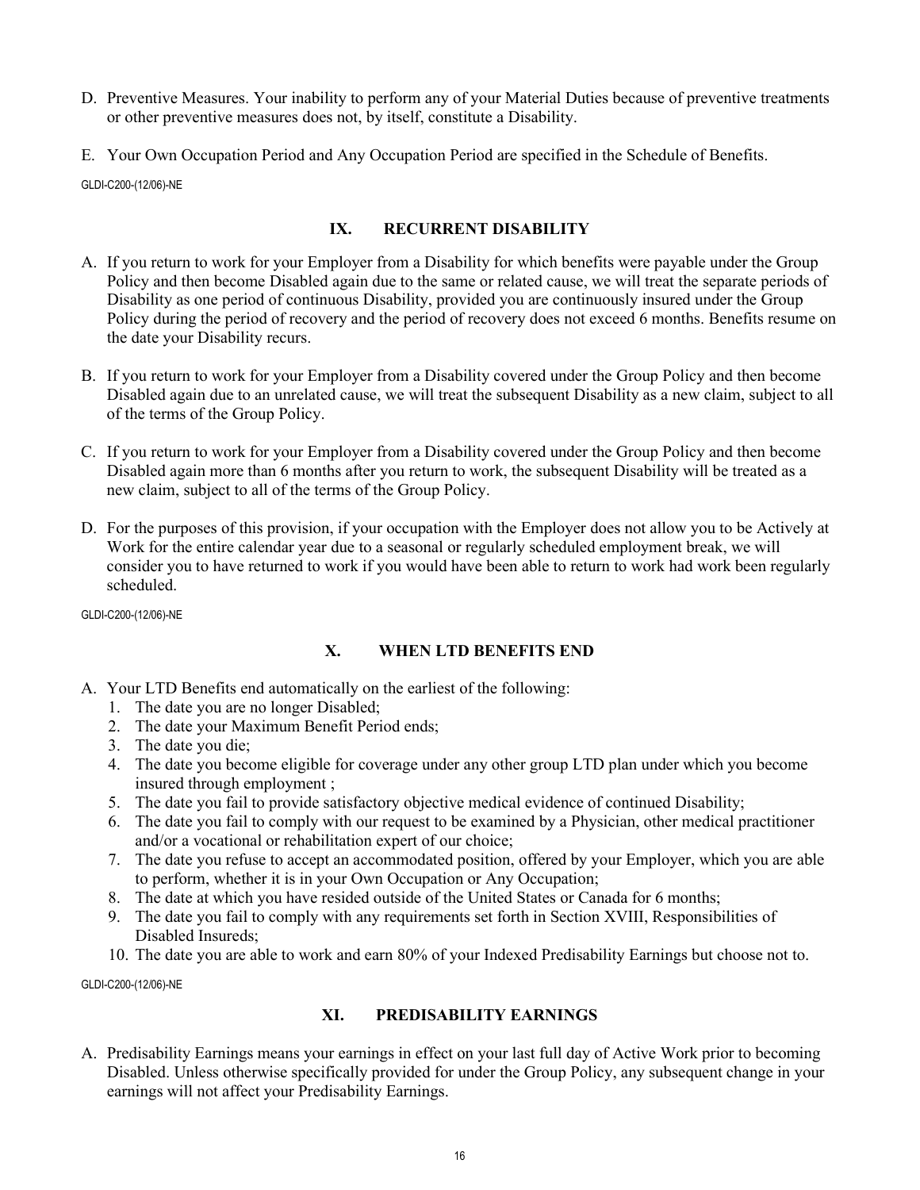D. Preventive Measures. Your inability to perform any of your Material Duties because of preventive treatments or other preventive measures does not, by itself, constitute a Disability.

E. Your Own Occupation Period and Any Occupation Period are specified in the Schedule of Benefits.

GLDI-C200-(12/06)-NE

## IX. RECURRENT DISABILITY

A. If you return to work for your Employer from a Disability for which benefits were payable under the Group Policy and then become Disabled again due to the same or related cause, we will treat the separate periods of Disability as one period of continuous Disability, provided you are continuously insured under the Group Policy during the period of recovery and the period of recovery does not exceed 6 months. Benefits resume on the date your Disability recurs.

B. If you return to work for your Employer from a Disability covered under the Group Policy and then become Disabled again due to an unrelated cause, we will treat the subsequent Disability as a new claim, subject to all of the terms of the Group Policy.

C. If you return to work for your Employer from a Disability covered under the Group Policy and then become Disabled again more than 6 months after you return to work, the subsequent Disability will be treated as a new claim, subject to all of the terms of the Group Policy.

D. For the purposes of this provision, if your occupation with the Employer does not allow you to be Actively at Work for the entire calendar year due to a seasonal or regularly scheduled employment break, we will consider you to have returned to work if you would have been able to return to work had work been regularly scheduled.

GLDI-C200-(12/06)-NE

## X. WHEN LTD BENEFITS END

A. Your LTD Benefits end automatically on the earliest of the following:
   1. The date you are no longer Disabled;
   2. The date your Maximum Benefit Period ends;
   3. The date you die;
   4. The date you become eligible for coverage under any other group LTD plan under which you become insured through employment ;
   5. The date you fail to provide satisfactory objective medical evidence of continued Disability;
   6. The date you fail to comply with our request to be examined by a Physician, other medical practitioner and/or a vocational or rehabilitation expert of our choice;
   7. The date you refuse to accept an accommodated position, offered by your Employer, which you are able to perform, whether it is in your Own Occupation or Any Occupation;
   8. The date at which you have resided outside of the United States or Canada for 6 months;
   9. The date you fail to comply with any requirements set forth in Section XVIII, Responsibilities of Disabled Insureds;
   10. The date you are able to work and earn 80% of your Indexed Predisability Earnings but choose not to.

GLDI-C200-(12/06)-NE

## XI. PREDISABILITY EARNINGS

A. Predisability Earnings means your earnings in effect on your last full day of Active Work prior to becoming Disabled. Unless otherwise specifically provided for under the Group Policy, any subsequent change in your earnings will not affect your Predisability Earnings.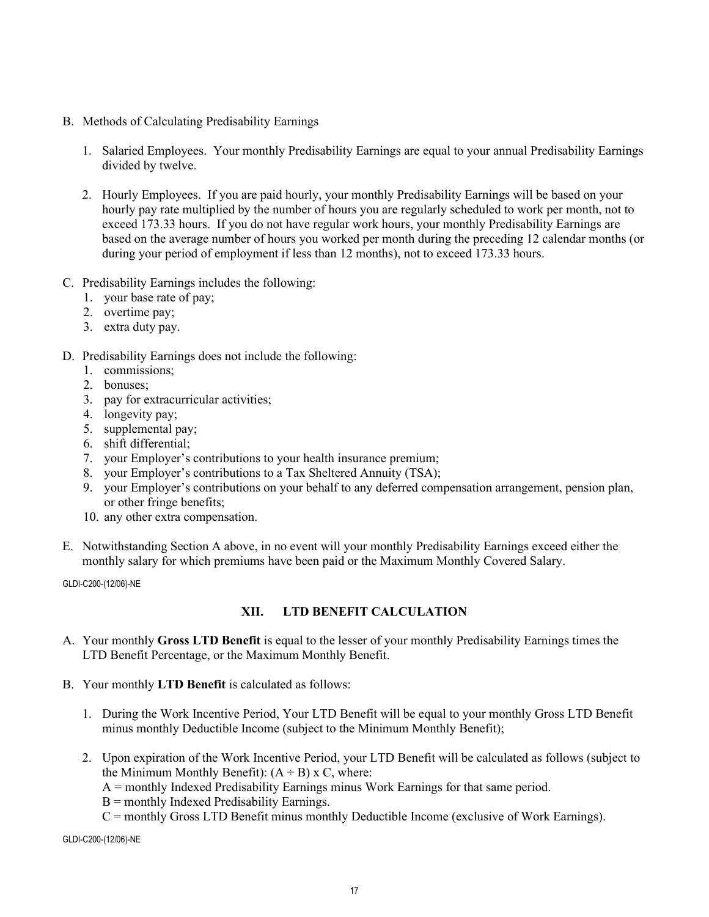B. Methods of Calculating Predisability Earnings

   1. Salaried Employees. Your monthly Predisability Earnings are equal to your annual Predisability Earnings divided by twelve.

   2. Hourly Employees. If you are paid hourly, your monthly Predisability Earnings will be based on your hourly pay rate multiplied by the number of hours you are regularly scheduled to work per month, not to exceed 173.33 hours. If you do not have regular work hours, your monthly Predisability Earnings are based on the average number of hours you worked per month during the preceding 12 calendar months (or during your period of employment if less than 12 months), not to exceed 173.33 hours.

C. Predisability Earnings includes the following:
   1. your base rate of pay;
   2. overtime pay;
   3. extra duty pay.

D. Predisability Earnings does not include the following:
   1. commissions;
   2. bonuses;
   3. pay for extracurricular activities;
   4. longevity pay;
   5. supplemental pay;
   6. shift differential;
   7. your Employer's contributions to your health insurance premium;
   8. your Employer's contributions to a Tax Sheltered Annuity (TSA);
   9. your Employer's contributions on your behalf to any deferred compensation arrangement, pension plan, or other fringe benefits;
   10. any other extra compensation.

E. Notwithstanding Section A above, in no event will your monthly Predisability Earnings exceed either the monthly salary for which premiums have been paid or the Maximum Monthly Covered Salary.

GLDI-C200-(12/06)-NE

## XII. LTD BENEFIT CALCULATION

A. Your monthly **Gross LTD Benefit** is equal to the lesser of your monthly Predisability Earnings times the LTD Benefit Percentage, or the Maximum Monthly Benefit.

B. Your monthly **LTD Benefit** is calculated as follows:

   1. During the Work Incentive Period, Your LTD Benefit will be equal to your monthly Gross LTD Benefit minus monthly Deductible Income (subject to the Minimum Monthly Benefit);

   2. Upon expiration of the Work Incentive Period, your LTD Benefit will be calculated as follows (subject to the Minimum Monthly Benefit): $(A \div B) \times C$, where:
      A = monthly Indexed Predisability Earnings minus Work Earnings for that same period.
      B = monthly Indexed Predisability Earnings.
      C = monthly Gross LTD Benefit minus monthly Deductible Income (exclusive of Work Earnings).

GLDI-C200-(12/06)-NE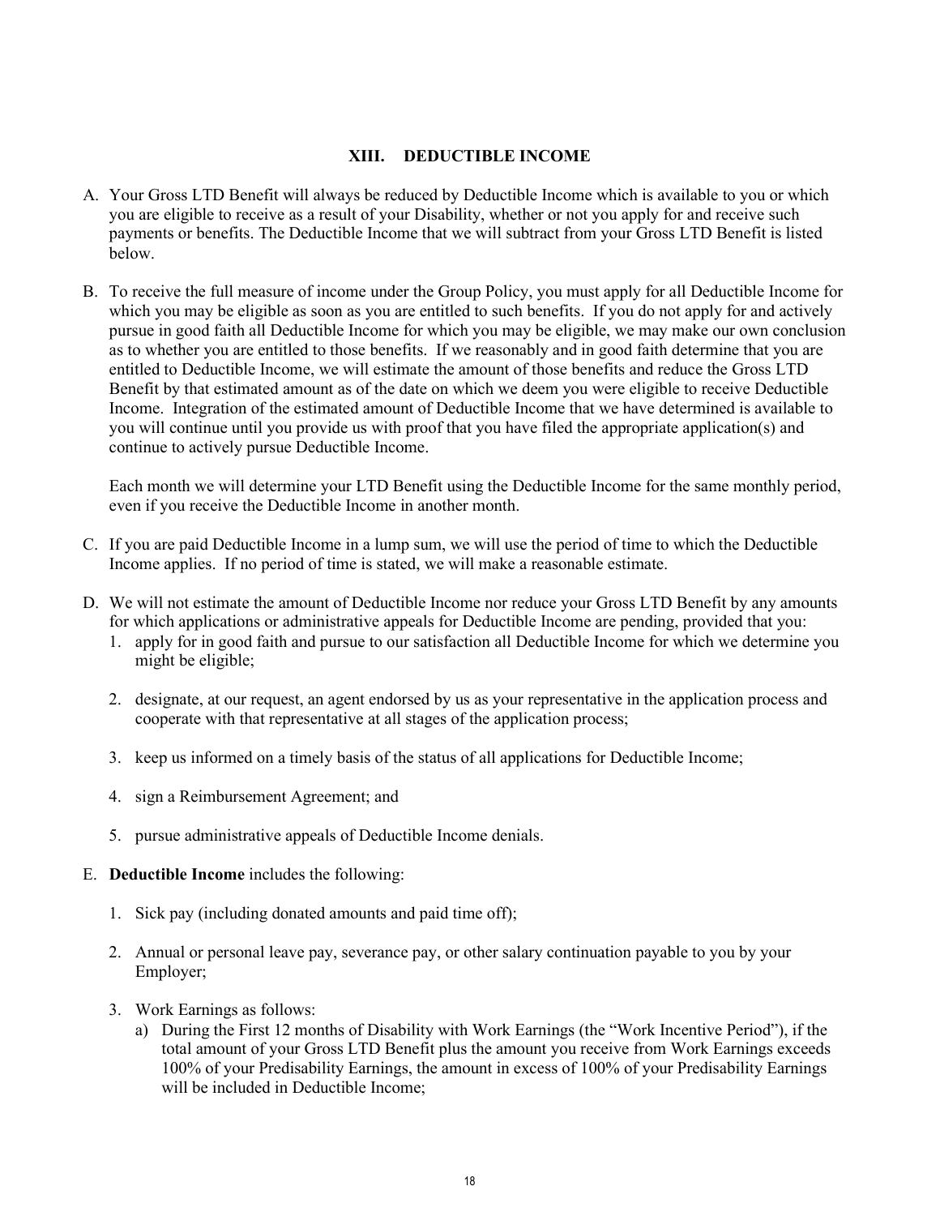## XIII. DEDUCTIBLE INCOME

A. Your Gross LTD Benefit will always be reduced by Deductible Income which is available to you or which you are eligible to receive as a result of your Disability, whether or not you apply for and receive such payments or benefits. The Deductible Income that we will subtract from your Gross LTD Benefit is listed below.

B. To receive the full measure of income under the Group Policy, you must apply for all Deductible Income for which you may be eligible as soon as you are entitled to such benefits. If you do not apply for and actively pursue in good faith all Deductible Income for which you may be eligible, we may make our own conclusion as to whether you are entitled to those benefits. If we reasonably and in good faith determine that you are entitled to Deductible Income, we will estimate the amount of those benefits and reduce the Gross LTD Benefit by that estimated amount as of the date on which we deem you were eligible to receive Deductible Income. Integration of the estimated amount of Deductible Income that we have determined is available to you will continue until you provide us with proof that you have filed the appropriate application(s) and continue to actively pursue Deductible Income.

   Each month we will determine your LTD Benefit using the Deductible Income for the same monthly period, even if you receive the Deductible Income in another month.

C. If you are paid Deductible Income in a lump sum, we will use the period of time to which the Deductible Income applies. If no period of time is stated, we will make a reasonable estimate.

D. We will not estimate the amount of Deductible Income nor reduce your Gross LTD Benefit by any amounts for which applications or administrative appeals for Deductible Income are pending, provided that you:
   1. apply for in good faith and pursue to our satisfaction all Deductible Income for which we determine you might be eligible;
   2. designate, at our request, an agent endorsed by us as your representative in the application process and cooperate with that representative at all stages of the application process;
   3. keep us informed on a timely basis of the status of all applications for Deductible Income;
   4. sign a Reimbursement Agreement; and
   5. pursue administrative appeals of Deductible Income denials.

E. **Deductible Income** includes the following:
   1. Sick pay (including donated amounts and paid time off);
   2. Annual or personal leave pay, severance pay, or other salary continuation payable to you by your Employer;
   3. Work Earnings as follows:
      a) During the First 12 months of Disability with Work Earnings (the "Work Incentive Period"), if the total amount of your Gross LTD Benefit plus the amount you receive from Work Earnings exceeds 100% of your Predisability Earnings, the amount in excess of 100% of your Predisability Earnings will be included in Deductible Income;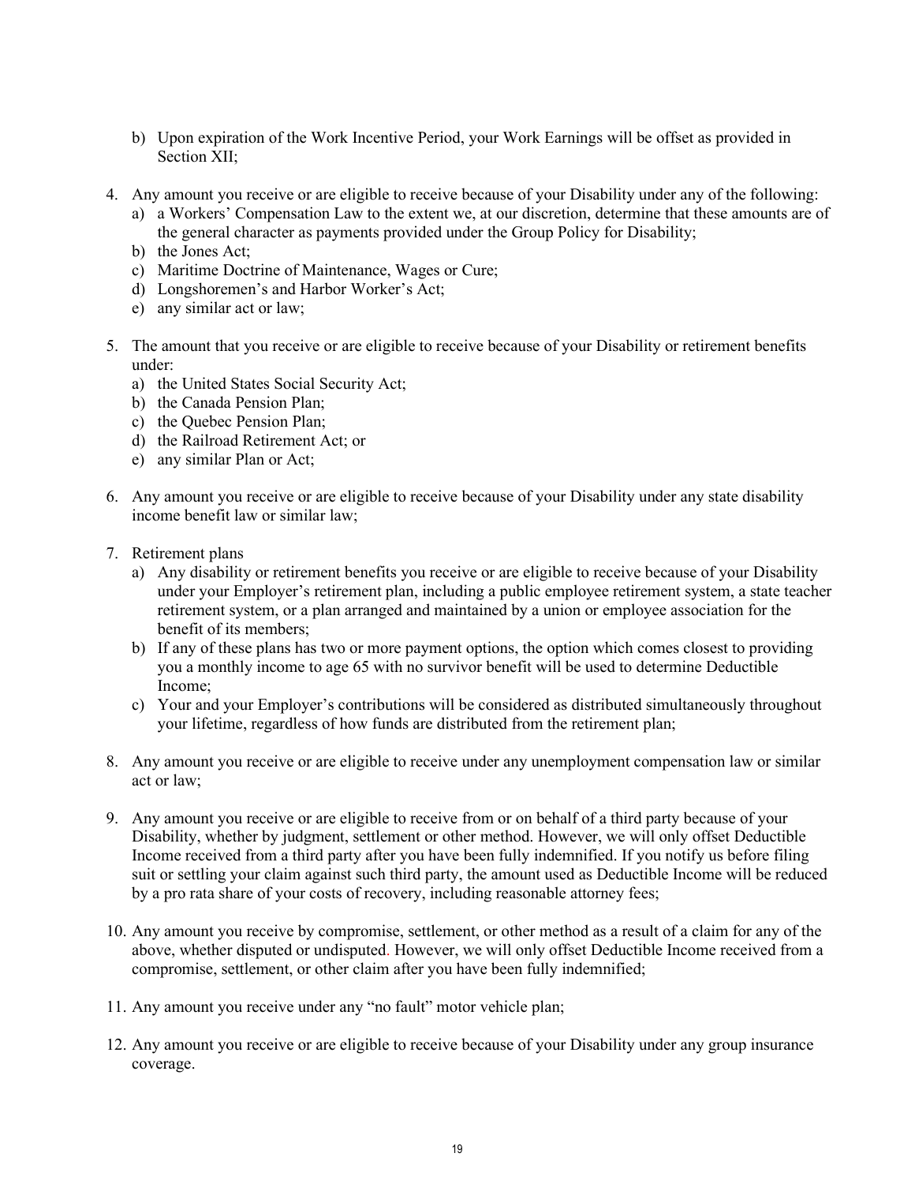b) Upon expiration of the Work Incentive Period, your Work Earnings will be offset as provided in Section XII;

4. Any amount you receive or are eligible to receive because of your Disability under any of the following:
   a) a Workers' Compensation Law to the extent we, at our discretion, determine that these amounts are of the general character as payments provided under the Group Policy for Disability;
   b) the Jones Act;
   c) Maritime Doctrine of Maintenance, Wages or Cure;
   d) Longshoremen's and Harbor Worker's Act;
   e) any similar act or law;

5. The amount that you receive or are eligible to receive because of your Disability or retirement benefits under:
   a) the United States Social Security Act;
   b) the Canada Pension Plan;
   c) the Quebec Pension Plan;
   d) the Railroad Retirement Act; or
   e) any similar Plan or Act;

6. Any amount you receive or are eligible to receive because of your Disability under any state disability income benefit law or similar law;

7. Retirement plans
   a) Any disability or retirement benefits you receive or are eligible to receive because of your Disability under your Employer's retirement plan, including a public employee retirement system, a state teacher retirement system, or a plan arranged and maintained by a union or employee association for the benefit of its members;
   b) If any of these plans has two or more payment options, the option which comes closest to providing you a monthly income to age 65 with no survivor benefit will be used to determine Deductible Income;
   c) Your and your Employer's contributions will be considered as distributed simultaneously throughout your lifetime, regardless of how funds are distributed from the retirement plan;

8. Any amount you receive or are eligible to receive under any unemployment compensation law or similar act or law;

9. Any amount you receive or are eligible to receive from or on behalf of a third party because of your Disability, whether by judgment, settlement or other method. However, we will only offset Deductible Income received from a third party after you have been fully indemnified. If you notify us before filing suit or settling your claim against such third party, the amount used as Deductible Income will be reduced by a pro rata share of your costs of recovery, including reasonable attorney fees;

10. Any amount you receive by compromise, settlement, or other method as a result of a claim for any of the above, whether disputed or undisputed. However, we will only offset Deductible Income received from a compromise, settlement, or other claim after you have been fully indemnified;

11. Any amount you receive under any "no fault" motor vehicle plan;

12. Any amount you receive or are eligible to receive because of your Disability under any group insurance coverage.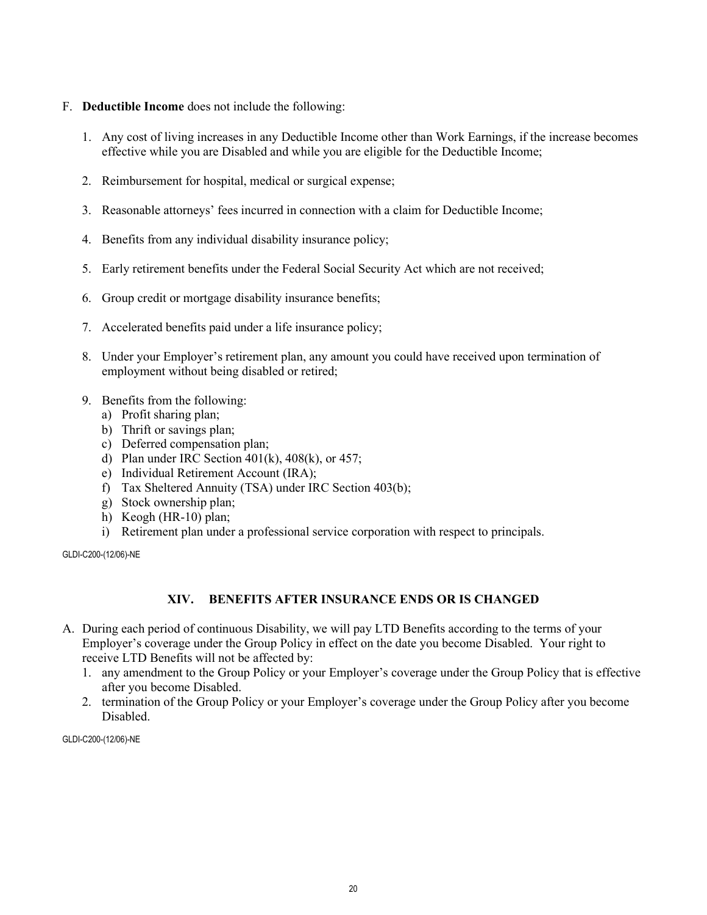F. **Deductible Income** does not include the following:

1. Any cost of living increases in any Deductible Income other than Work Earnings, if the increase becomes effective while you are Disabled and while you are eligible for the Deductible Income;

2. Reimbursement for hospital, medical or surgical expense;

3. Reasonable attorneys' fees incurred in connection with a claim for Deductible Income;

4. Benefits from any individual disability insurance policy;

5. Early retirement benefits under the Federal Social Security Act which are not received;

6. Group credit or mortgage disability insurance benefits;

7. Accelerated benefits paid under a life insurance policy;

8. Under your Employer's retirement plan, any amount you could have received upon termination of employment without being disabled or retired;

9. Benefits from the following:
   a) Profit sharing plan;
   b) Thrift or savings plan;
   c) Deferred compensation plan;
   d) Plan under IRC Section 401(k), 408(k), or 457;
   e) Individual Retirement Account (IRA);
   f) Tax Sheltered Annuity (TSA) under IRC Section 403(b);
   g) Stock ownership plan;
   h) Keogh (HR-10) plan;
   i) Retirement plan under a professional service corporation with respect to principals.

GLDI-C200-(12/06)-NE

## XIV. BENEFITS AFTER INSURANCE ENDS OR IS CHANGED

A. During each period of continuous Disability, we will pay LTD Benefits according to the terms of your Employer's coverage under the Group Policy in effect on the date you become Disabled. Your right to receive LTD Benefits will not be affected by:
   1. any amendment to the Group Policy or your Employer's coverage under the Group Policy that is effective after you become Disabled.
   2. termination of the Group Policy or your Employer's coverage under the Group Policy after you become Disabled.

GLDI-C200-(12/06)-NE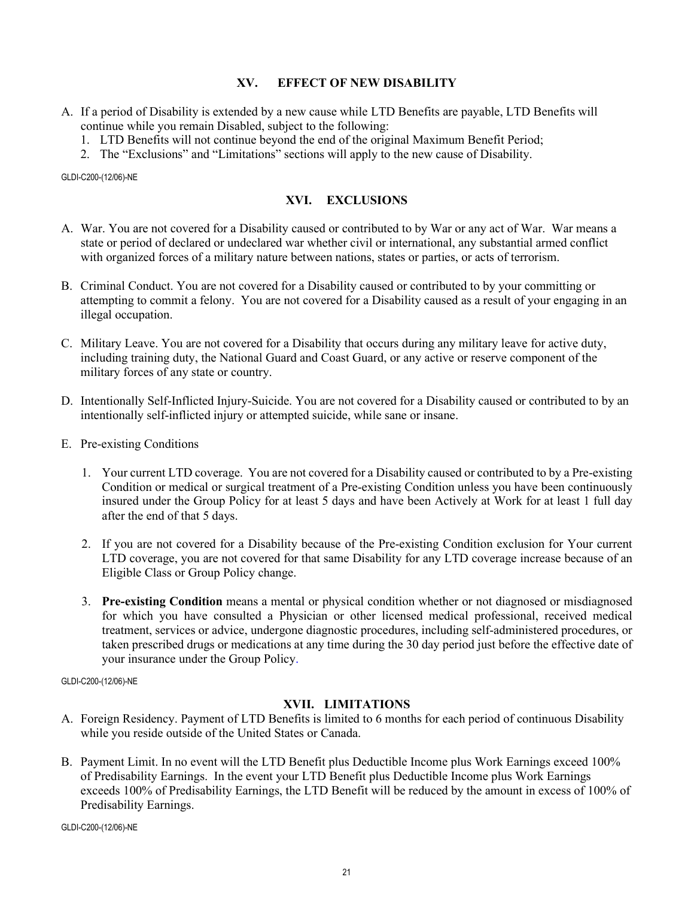## XV. EFFECT OF NEW DISABILITY

A. If a period of Disability is extended by a new cause while LTD Benefits are payable, LTD Benefits will continue while you remain Disabled, subject to the following:
   1. LTD Benefits will not continue beyond the end of the original Maximum Benefit Period;
   2. The "Exclusions" and "Limitations" sections will apply to the new cause of Disability.

GLDI-C200-(12/06)-NE

## XVI. EXCLUSIONS

A. War. You are not covered for a Disability caused or contributed to by War or any act of War. War means a state or period of declared or undeclared war whether civil or international, any substantial armed conflict with organized forces of a military nature between nations, states or parties, or acts of terrorism.

B. Criminal Conduct. You are not covered for a Disability caused or contributed to by your committing or attempting to commit a felony. You are not covered for a Disability caused as a result of your engaging in an illegal occupation.

C. Military Leave. You are not covered for a Disability that occurs during any military leave for active duty, including training duty, the National Guard and Coast Guard, or any active or reserve component of the military forces of any state or country.

D. Intentionally Self-Inflicted Injury-Suicide. You are not covered for a Disability caused or contributed to by an intentionally self-inflicted injury or attempted suicide, while sane or insane.

E. Pre-existing Conditions

   1. Your current LTD coverage. You are not covered for a Disability caused or contributed to by a Pre-existing Condition or medical or surgical treatment of a Pre-existing Condition unless you have been continuously insured under the Group Policy for at least 5 days and have been Actively at Work for at least 1 full day after the end of that 5 days.

   2. If you are not covered for a Disability because of the Pre-existing Condition exclusion for Your current LTD coverage, you are not covered for that same Disability for any LTD coverage increase because of an Eligible Class or Group Policy change.

   3. **Pre-existing Condition** means a mental or physical condition whether or not diagnosed or misdiagnosed for which you have consulted a Physician or other licensed medical professional, received medical treatment, services or advice, undergone diagnostic procedures, including self-administered procedures, or taken prescribed drugs or medications at any time during the 30 day period just before the effective date of your insurance under the Group Policy.

GLDI-C200-(12/06)-NE

## XVII. LIMITATIONS

A. Foreign Residency. Payment of LTD Benefits is limited to 6 months for each period of continuous Disability while you reside outside of the United States or Canada.

B. Payment Limit. In no event will the LTD Benefit plus Deductible Income plus Work Earnings exceed 100% of Predisability Earnings. In the event your LTD Benefit plus Deductible Income plus Work Earnings exceeds 100% of Predisability Earnings, the LTD Benefit will be reduced by the amount in excess of 100% of Predisability Earnings.

GLDI-C200-(12/06)-NE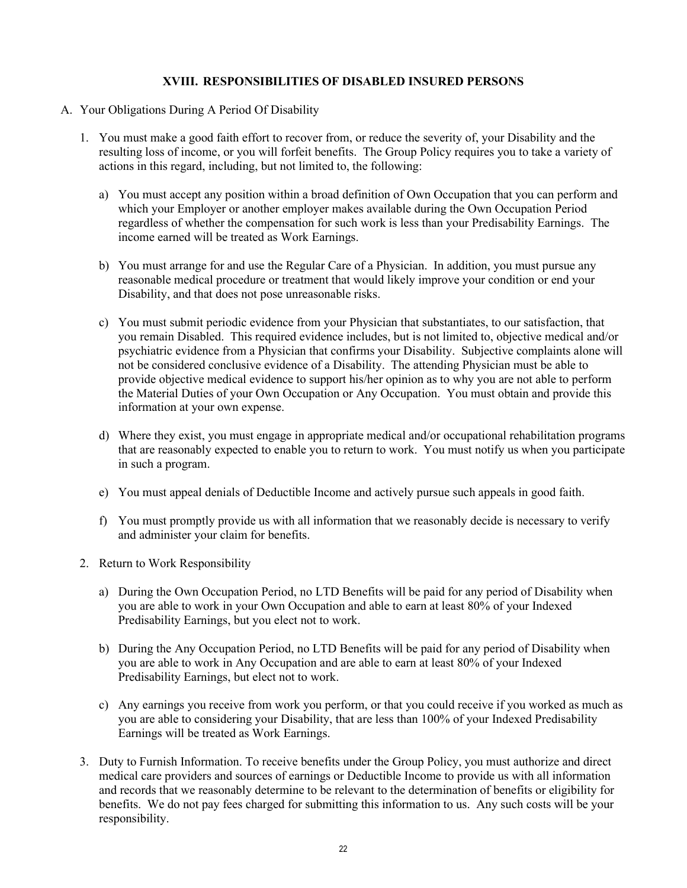## XVIII. RESPONSIBILITIES OF DISABLED INSURED PERSONS

A. Your Obligations During A Period Of Disability

1. You must make a good faith effort to recover from, or reduce the severity of, your Disability and the resulting loss of income, or you will forfeit benefits. The Group Policy requires you to take a variety of actions in this regard, including, but not limited to, the following:

   a) You must accept any position within a broad definition of Own Occupation that you can perform and which your Employer or another employer makes available during the Own Occupation Period regardless of whether the compensation for such work is less than your Predisability Earnings. The income earned will be treated as Work Earnings.

   b) You must arrange for and use the Regular Care of a Physician. In addition, you must pursue any reasonable medical procedure or treatment that would likely improve your condition or end your Disability, and that does not pose unreasonable risks.

   c) You must submit periodic evidence from your Physician that substantiates, to our satisfaction, that you remain Disabled. This required evidence includes, but is not limited to, objective medical and/or psychiatric evidence from a Physician that confirms your Disability. Subjective complaints alone will not be considered conclusive evidence of a Disability. The attending Physician must be able to provide objective medical evidence to support his/her opinion as to why you are not able to perform the Material Duties of your Own Occupation or Any Occupation. You must obtain and provide this information at your own expense.

   d) Where they exist, you must engage in appropriate medical and/or occupational rehabilitation programs that are reasonably expected to enable you to return to work. You must notify us when you participate in such a program.

   e) You must appeal denials of Deductible Income and actively pursue such appeals in good faith.

   f) You must promptly provide us with all information that we reasonably decide is necessary to verify and administer your claim for benefits.

2. Return to Work Responsibility

   a) During the Own Occupation Period, no LTD Benefits will be paid for any period of Disability when you are able to work in your Own Occupation and able to earn at least 80% of your Indexed Predisability Earnings, but you elect not to work.

   b) During the Any Occupation Period, no LTD Benefits will be paid for any period of Disability when you are able to work in Any Occupation and are able to earn at least 80% of your Indexed Predisability Earnings, but elect not to work.

   c) Any earnings you receive from work you perform, or that you could receive if you worked as much as you are able to considering your Disability, that are less than 100% of your Indexed Predisability Earnings will be treated as Work Earnings.

3. Duty to Furnish Information. To receive benefits under the Group Policy, you must authorize and direct medical care providers and sources of earnings or Deductible Income to provide us with all information and records that we reasonably determine to be relevant to the determination of benefits or eligibility for benefits. We do not pay fees charged for submitting this information to us. Any such costs will be your responsibility.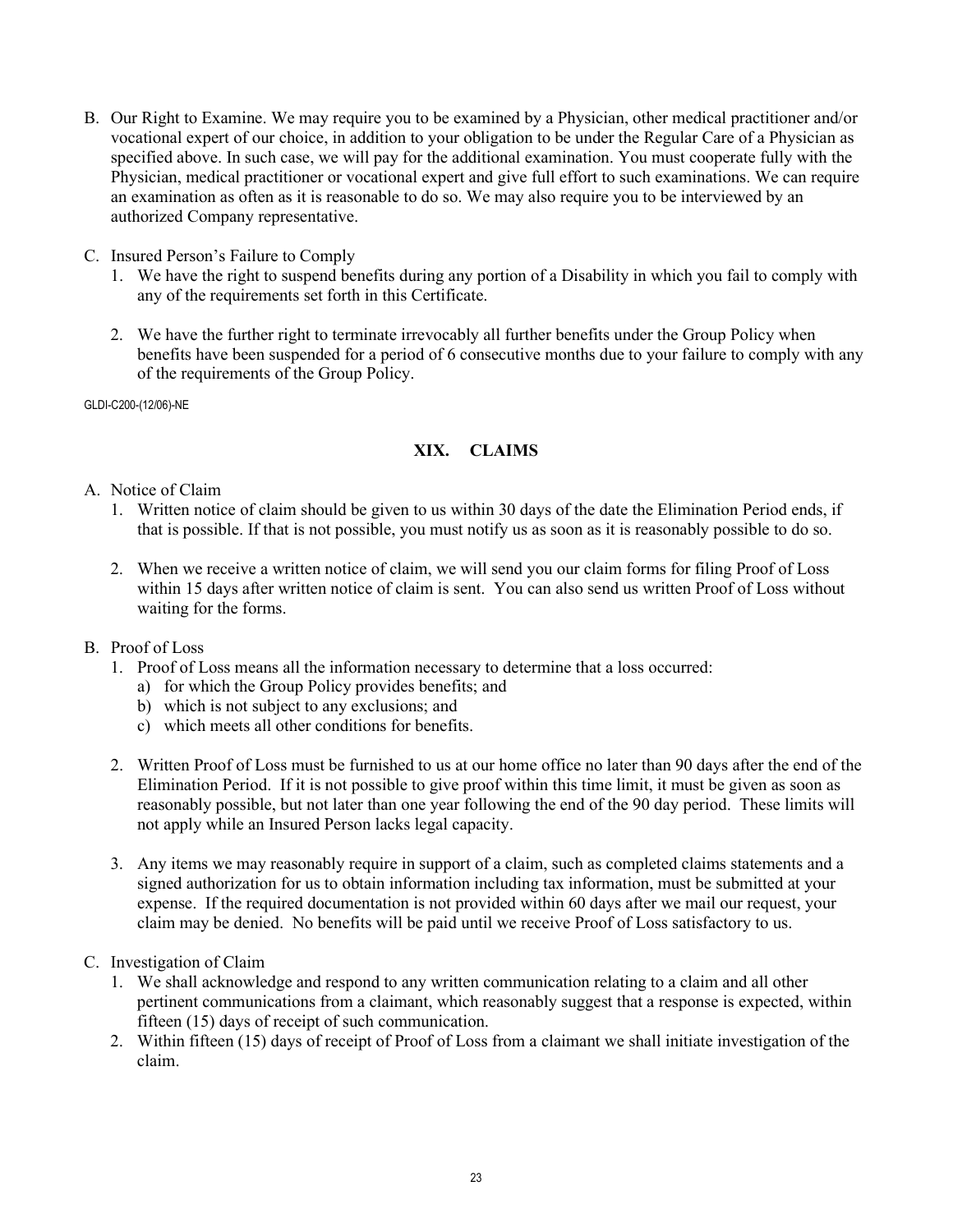B. Our Right to Examine. We may require you to be examined by a Physician, other medical practitioner and/or vocational expert of our choice, in addition to your obligation to be under the Regular Care of a Physician as specified above. In such case, we will pay for the additional examination. You must cooperate fully with the Physician, medical practitioner or vocational expert and give full effort to such examinations. We can require an examination as often as it is reasonable to do so. We may also require you to be interviewed by an authorized Company representative.

C. Insured Person's Failure to Comply
   1. We have the right to suspend benefits during any portion of a Disability in which you fail to comply with any of the requirements set forth in this Certificate.

   2. We have the further right to terminate irrevocably all further benefits under the Group Policy when benefits have been suspended for a period of 6 consecutive months due to your failure to comply with any of the requirements of the Group Policy.

GLDI-C200-(12/06)-NE

## XIX. CLAIMS

A. Notice of Claim
   1. Written notice of claim should be given to us within 30 days of the date the Elimination Period ends, if that is possible. If that is not possible, you must notify us as soon as it is reasonably possible to do so.

   2. When we receive a written notice of claim, we will send you our claim forms for filing Proof of Loss within 15 days after written notice of claim is sent. You can also send us written Proof of Loss without waiting for the forms.

B. Proof of Loss
   1. Proof of Loss means all the information necessary to determine that a loss occurred:
      a) for which the Group Policy provides benefits; and
      b) which is not subject to any exclusions; and
      c) which meets all other conditions for benefits.

   2. Written Proof of Loss must be furnished to us at our home office no later than 90 days after the end of the Elimination Period. If it is not possible to give proof within this time limit, it must be given as soon as reasonably possible, but not later than one year following the end of the 90 day period. These limits will not apply while an Insured Person lacks legal capacity.

   3. Any items we may reasonably require in support of a claim, such as completed claims statements and a signed authorization for us to obtain information including tax information, must be submitted at your expense. If the required documentation is not provided within 60 days after we mail our request, your claim may be denied. No benefits will be paid until we receive Proof of Loss satisfactory to us.

C. Investigation of Claim
   1. We shall acknowledge and respond to any written communication relating to a claim and all other pertinent communications from a claimant, which reasonably suggest that a response is expected, within fifteen (15) days of receipt of such communication.
   2. Within fifteen (15) days of receipt of Proof of Loss from a claimant we shall initiate investigation of the claim.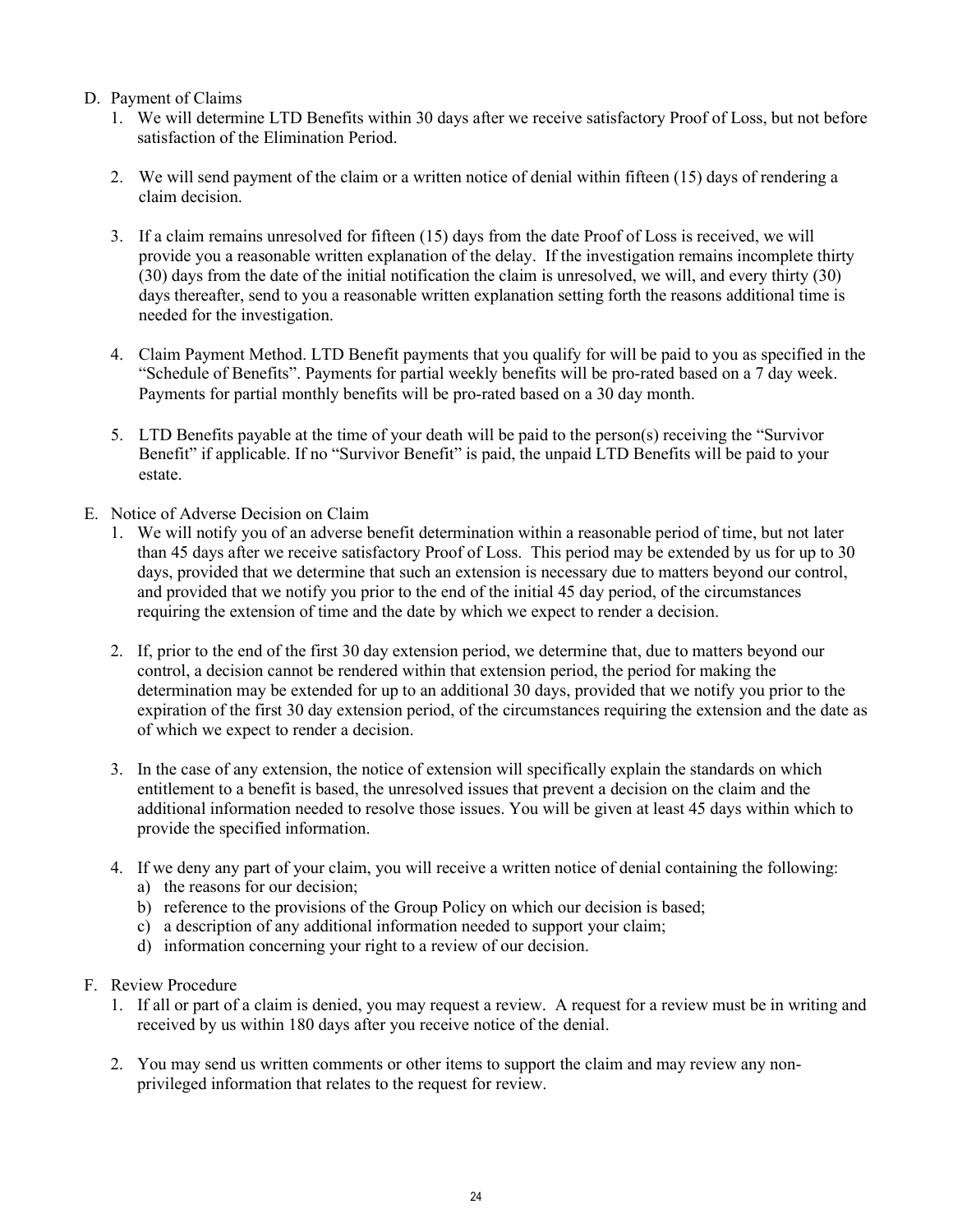D. Payment of Claims
   1. We will determine LTD Benefits within 30 days after we receive satisfactory Proof of Loss, but not before satisfaction of the Elimination Period.

   2. We will send payment of the claim or a written notice of denial within fifteen (15) days of rendering a claim decision.

   3. If a claim remains unresolved for fifteen (15) days from the date Proof of Loss is received, we will provide you a reasonable written explanation of the delay. If the investigation remains incomplete thirty (30) days from the date of the initial notification the claim is unresolved, we will, and every thirty (30) days thereafter, send to you a reasonable written explanation setting forth the reasons additional time is needed for the investigation.

   4. Claim Payment Method. LTD Benefit payments that you qualify for will be paid to you as specified in the "Schedule of Benefits". Payments for partial weekly benefits will be pro-rated based on a 7 day week. Payments for partial monthly benefits will be pro-rated based on a 30 day month.

   5. LTD Benefits payable at the time of your death will be paid to the person(s) receiving the "Survivor Benefit" if applicable. If no "Survivor Benefit" is paid, the unpaid LTD Benefits will be paid to your estate.

E. Notice of Adverse Decision on Claim
   1. We will notify you of an adverse benefit determination within a reasonable period of time, but not later than 45 days after we receive satisfactory Proof of Loss. This period may be extended by us for up to 30 days, provided that we determine that such an extension is necessary due to matters beyond our control, and provided that we notify you prior to the end of the initial 45 day period, of the circumstances requiring the extension of time and the date by which we expect to render a decision.

   2. If, prior to the end of the first 30 day extension period, we determine that, due to matters beyond our control, a decision cannot be rendered within that extension period, the period for making the determination may be extended for up to an additional 30 days, provided that we notify you prior to the expiration of the first 30 day extension period, of the circumstances requiring the extension and the date as of which we expect to render a decision.

   3. In the case of any extension, the notice of extension will specifically explain the standards on which entitlement to a benefit is based, the unresolved issues that prevent a decision on the claim and the additional information needed to resolve those issues. You will be given at least 45 days within which to provide the specified information.

   4. If we deny any part of your claim, you will receive a written notice of denial containing the following:
      a) the reasons for our decision;
      b) reference to the provisions of the Group Policy on which our decision is based;
      c) a description of any additional information needed to support your claim;
      d) information concerning your right to a review of our decision.

F. Review Procedure
   1. If all or part of a claim is denied, you may request a review. A request for a review must be in writing and received by us within 180 days after you receive notice of the denial.

   2. You may send us written comments or other items to support the claim and may review any non-privileged information that relates to the request for review.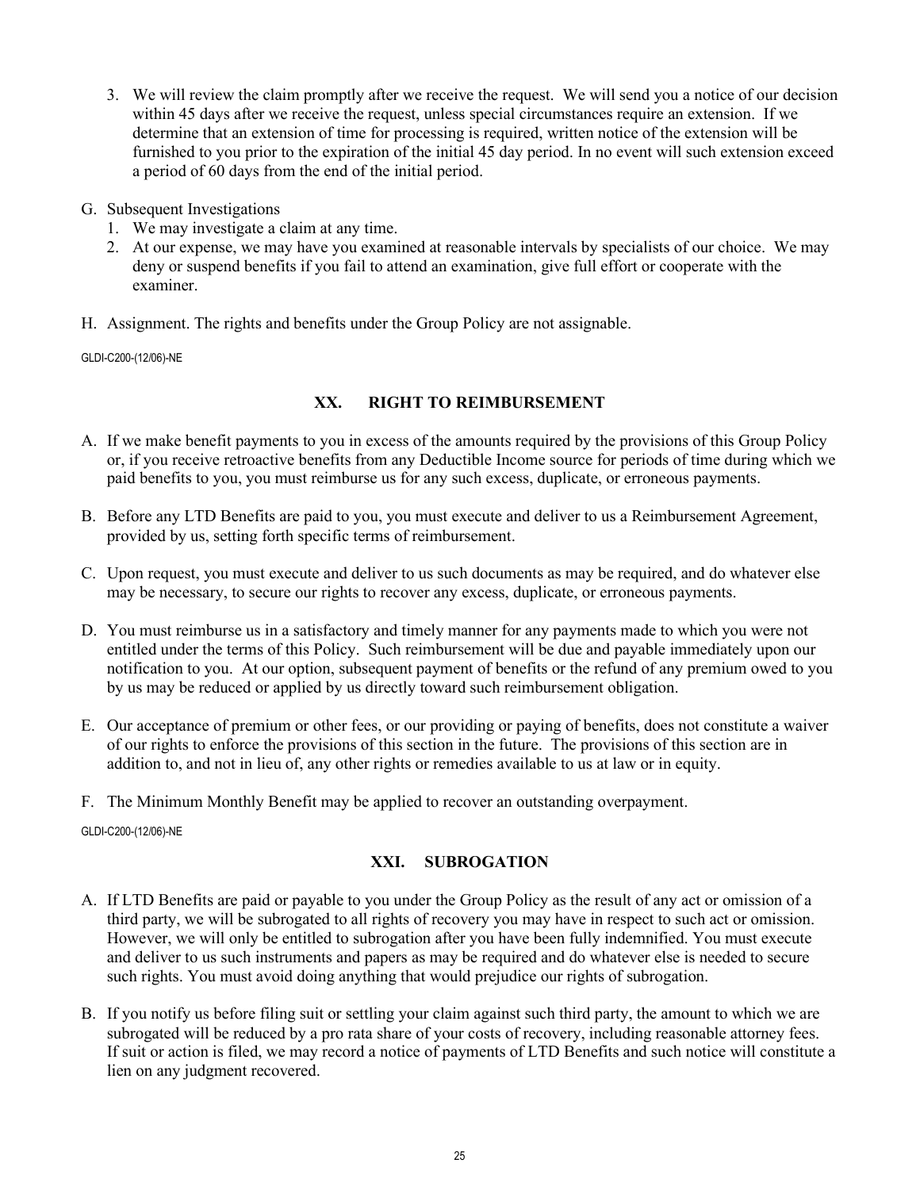3. We will review the claim promptly after we receive the request. We will send you a notice of our decision within 45 days after we receive the request, unless special circumstances require an extension. If we determine that an extension of time for processing is required, written notice of the extension will be furnished to you prior to the expiration of the initial 45 day period. In no event will such extension exceed a period of 60 days from the end of the initial period.

G. Subsequent Investigations
   1. We may investigate a claim at any time.
   2. At our expense, we may have you examined at reasonable intervals by specialists of our choice. We may deny or suspend benefits if you fail to attend an examination, give full effort or cooperate with the examiner.

H. Assignment. The rights and benefits under the Group Policy are not assignable.

GLDI-C200-(12/06)-NE

## XX. RIGHT TO REIMBURSEMENT

A. If we make benefit payments to you in excess of the amounts required by the provisions of this Group Policy or, if you receive retroactive benefits from any Deductible Income source for periods of time during which we paid benefits to you, you must reimburse us for any such excess, duplicate, or erroneous payments.

B. Before any LTD Benefits are paid to you, you must execute and deliver to us a Reimbursement Agreement, provided by us, setting forth specific terms of reimbursement.

C. Upon request, you must execute and deliver to us such documents as may be required, and do whatever else may be necessary, to secure our rights to recover any excess, duplicate, or erroneous payments.

D. You must reimburse us in a satisfactory and timely manner for any payments made to which you were not entitled under the terms of this Policy. Such reimbursement will be due and payable immediately upon our notification to you. At our option, subsequent payment of benefits or the refund of any premium owed to you by us may be reduced or applied by us directly toward such reimbursement obligation.

E. Our acceptance of premium or other fees, or our providing or paying of benefits, does not constitute a waiver of our rights to enforce the provisions of this section in the future. The provisions of this section are in addition to, and not in lieu of, any other rights or remedies available to us at law or in equity.

F. The Minimum Monthly Benefit may be applied to recover an outstanding overpayment.

GLDI-C200-(12/06)-NE

## XXI. SUBROGATION

A. If LTD Benefits are paid or payable to you under the Group Policy as the result of any act or omission of a third party, we will be subrogated to all rights of recovery you may have in respect to such act or omission. However, we will only be entitled to subrogation after you have been fully indemnified. You must execute and deliver to us such instruments and papers as may be required and do whatever else is needed to secure such rights. You must avoid doing anything that would prejudice our rights of subrogation.

B. If you notify us before filing suit or settling your claim against such third party, the amount to which we are subrogated will be reduced by a pro rata share of your costs of recovery, including reasonable attorney fees. If suit or action is filed, we may record a notice of payments of LTD Benefits and such notice will constitute a lien on any judgment recovered.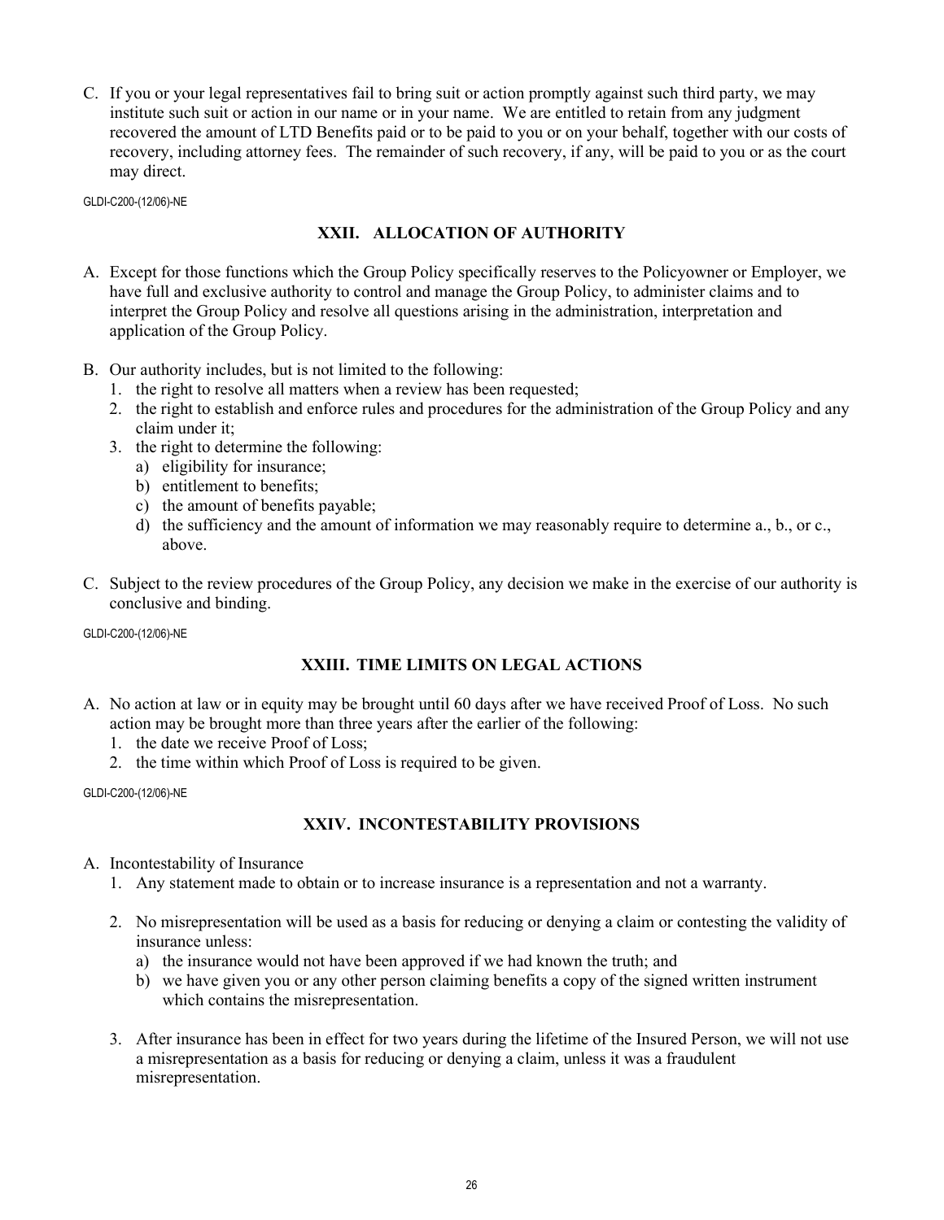C. If you or your legal representatives fail to bring suit or action promptly against such third party, we may institute such suit or action in our name or in your name. We are entitled to retain from any judgment recovered the amount of LTD Benefits paid or to be paid to you or on your behalf, together with our costs of recovery, including attorney fees. The remainder of such recovery, if any, will be paid to you or as the court may direct.

GLDI-C200-(12/06)-NE

## XXII. ALLOCATION OF AUTHORITY

A. Except for those functions which the Group Policy specifically reserves to the Policyowner or Employer, we have full and exclusive authority to control and manage the Group Policy, to administer claims and to interpret the Group Policy and resolve all questions arising in the administration, interpretation and application of the Group Policy.

B. Our authority includes, but is not limited to the following:
   1. the right to resolve all matters when a review has been requested;
   2. the right to establish and enforce rules and procedures for the administration of the Group Policy and any claim under it;
   3. the right to determine the following:
      a) eligibility for insurance;
      b) entitlement to benefits;
      c) the amount of benefits payable;
      d) the sufficiency and the amount of information we may reasonably require to determine a., b., or c., above.

C. Subject to the review procedures of the Group Policy, any decision we make in the exercise of our authority is conclusive and binding.

GLDI-C200-(12/06)-NE

## XXIII. TIME LIMITS ON LEGAL ACTIONS

A. No action at law or in equity may be brought until 60 days after we have received Proof of Loss. No such action may be brought more than three years after the earlier of the following:
   1. the date we receive Proof of Loss;
   2. the time within which Proof of Loss is required to be given.

GLDI-C200-(12/06)-NE

## XXIV. INCONTESTABILITY PROVISIONS

A. Incontestability of Insurance
   1. Any statement made to obtain or to increase insurance is a representation and not a warranty.

   2. No misrepresentation will be used as a basis for reducing or denying a claim or contesting the validity of insurance unless:
      a) the insurance would not have been approved if we had known the truth; and
      b) we have given you or any other person claiming benefits a copy of the signed written instrument which contains the misrepresentation.

   3. After insurance has been in effect for two years during the lifetime of the Insured Person, we will not use a misrepresentation as a basis for reducing or denying a claim, unless it was a fraudulent misrepresentation.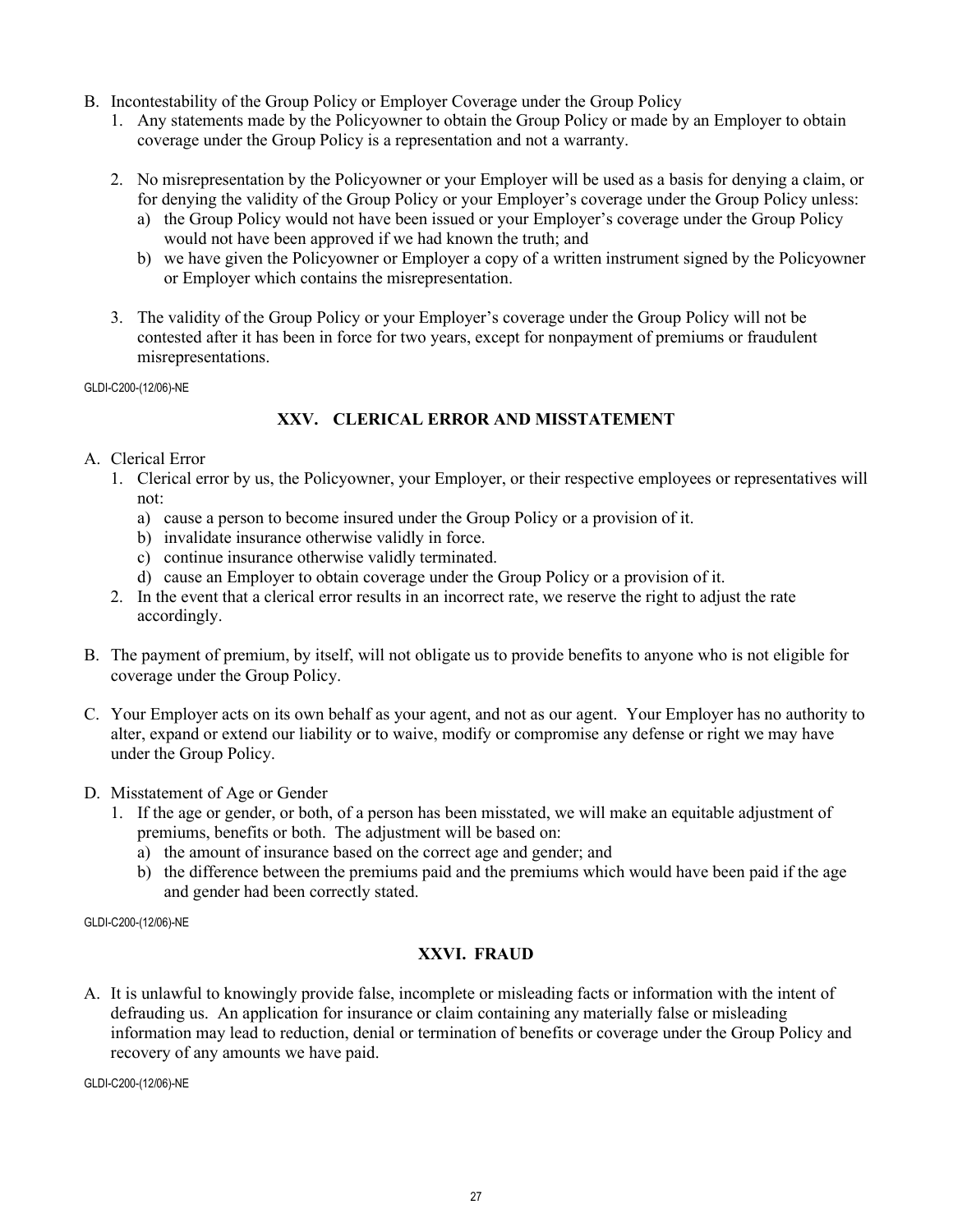B. Incontestability of the Group Policy or Employer Coverage under the Group Policy
   1. Any statements made by the Policyowner to obtain the Group Policy or made by an Employer to obtain coverage under the Group Policy is a representation and not a warranty.

   2. No misrepresentation by the Policyowner or your Employer will be used as a basis for denying a claim, or for denying the validity of the Group Policy or your Employer's coverage under the Group Policy unless:
      a) the Group Policy would not have been issued or your Employer's coverage under the Group Policy would not have been approved if we had known the truth; and
      b) we have given the Policyowner or Employer a copy of a written instrument signed by the Policyowner or Employer which contains the misrepresentation.

   3. The validity of the Group Policy or your Employer's coverage under the Group Policy will not be contested after it has been in force for two years, except for nonpayment of premiums or fraudulent misrepresentations.

GLDI-C200-(12/06)-NE

## XXV. CLERICAL ERROR AND MISSTATEMENT

A. Clerical Error
   1. Clerical error by us, the Policyowner, your Employer, or their respective employees or representatives will not:
      a) cause a person to become insured under the Group Policy or a provision of it.
      b) invalidate insurance otherwise validly in force.
      c) continue insurance otherwise validly terminated.
      d) cause an Employer to obtain coverage under the Group Policy or a provision of it.
   2. In the event that a clerical error results in an incorrect rate, we reserve the right to adjust the rate accordingly.

B. The payment of premium, by itself, will not obligate us to provide benefits to anyone who is not eligible for coverage under the Group Policy.

C. Your Employer acts on its own behalf as your agent, and not as our agent. Your Employer has no authority to alter, expand or extend our liability or to waive, modify or compromise any defense or right we may have under the Group Policy.

D. Misstatement of Age or Gender
   1. If the age or gender, or both, of a person has been misstated, we will make an equitable adjustment of premiums, benefits or both. The adjustment will be based on:
      a) the amount of insurance based on the correct age and gender; and
      b) the difference between the premiums paid and the premiums which would have been paid if the age and gender had been correctly stated.

GLDI-C200-(12/06)-NE

## XXVI. FRAUD

A. It is unlawful to knowingly provide false, incomplete or misleading facts or information with the intent of defrauding us. An application for insurance or claim containing any materially false or misleading information may lead to reduction, denial or termination of benefits or coverage under the Group Policy and recovery of any amounts we have paid.

GLDI-C200-(12/06)-NE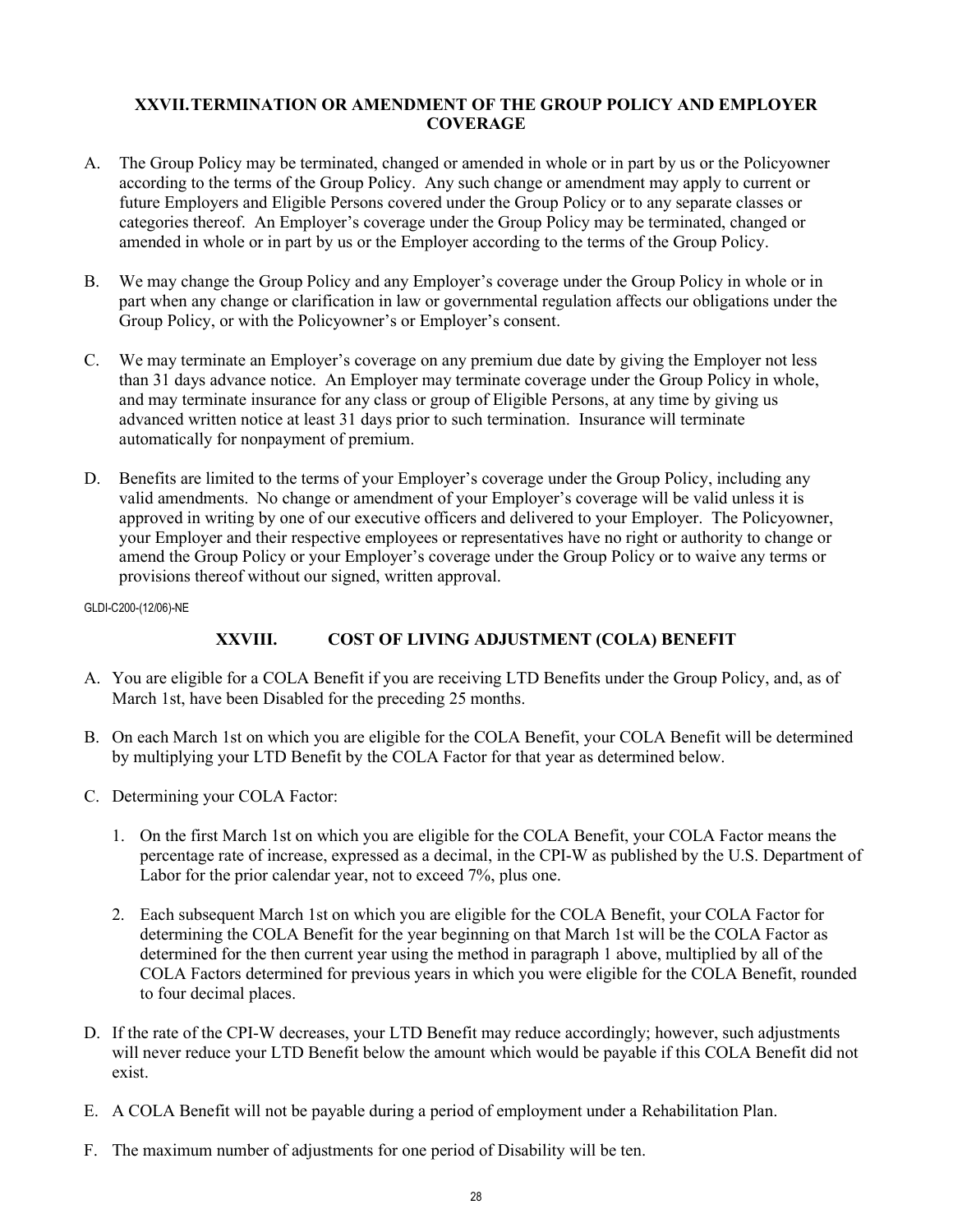## XXVII. TERMINATION OR AMENDMENT OF THE GROUP POLICY AND EMPLOYER COVERAGE

A. The Group Policy may be terminated, changed or amended in whole or in part by us or the Policyowner according to the terms of the Group Policy. Any such change or amendment may apply to current or future Employers and Eligible Persons covered under the Group Policy or to any separate classes or categories thereof. An Employer's coverage under the Group Policy may be terminated, changed or amended in whole or in part by us or the Employer according to the terms of the Group Policy.

B. We may change the Group Policy and any Employer's coverage under the Group Policy in whole or in part when any change or clarification in law or governmental regulation affects our obligations under the Group Policy, or with the Policyowner's or Employer's consent.

C. We may terminate an Employer's coverage on any premium due date by giving the Employer not less than 31 days advance notice. An Employer may terminate coverage under the Group Policy in whole, and may terminate insurance for any class or group of Eligible Persons, at any time by giving us advanced written notice at least 31 days prior to such termination. Insurance will terminate automatically for nonpayment of premium.

D. Benefits are limited to the terms of your Employer's coverage under the Group Policy, including any valid amendments. No change or amendment of your Employer's coverage will be valid unless it is approved in writing by one of our executive officers and delivered to your Employer. The Policyowner, your Employer and their respective employees or representatives have no right or authority to change or amend the Group Policy or your Employer's coverage under the Group Policy or to waive any terms or provisions thereof without our signed, written approval.

GLDI-C200-(12/06)-NE

## XXVIII. COST OF LIVING ADJUSTMENT (COLA) BENEFIT

A. You are eligible for a COLA Benefit if you are receiving LTD Benefits under the Group Policy, and, as of March 1st, have been Disabled for the preceding 25 months.

B. On each March 1st on which you are eligible for the COLA Benefit, your COLA Benefit will be determined by multiplying your LTD Benefit by the COLA Factor for that year as determined below.

C. Determining your COLA Factor:

1. On the first March 1st on which you are eligible for the COLA Benefit, your COLA Factor means the percentage rate of increase, expressed as a decimal, in the CPI-W as published by the U.S. Department of Labor for the prior calendar year, not to exceed 7%, plus one.

2. Each subsequent March 1st on which you are eligible for the COLA Benefit, your COLA Factor for determining the COLA Benefit for the year beginning on that March 1st will be the COLA Factor as determined for the then current year using the method in paragraph 1 above, multiplied by all of the COLA Factors determined for previous years in which you were eligible for the COLA Benefit, rounded to four decimal places.

D. If the rate of the CPI-W decreases, your LTD Benefit may reduce accordingly; however, such adjustments will never reduce your LTD Benefit below the amount which would be payable if this COLA Benefit did not exist.

E. A COLA Benefit will not be payable during a period of employment under a Rehabilitation Plan.

F. The maximum number of adjustments for one period of Disability will be ten.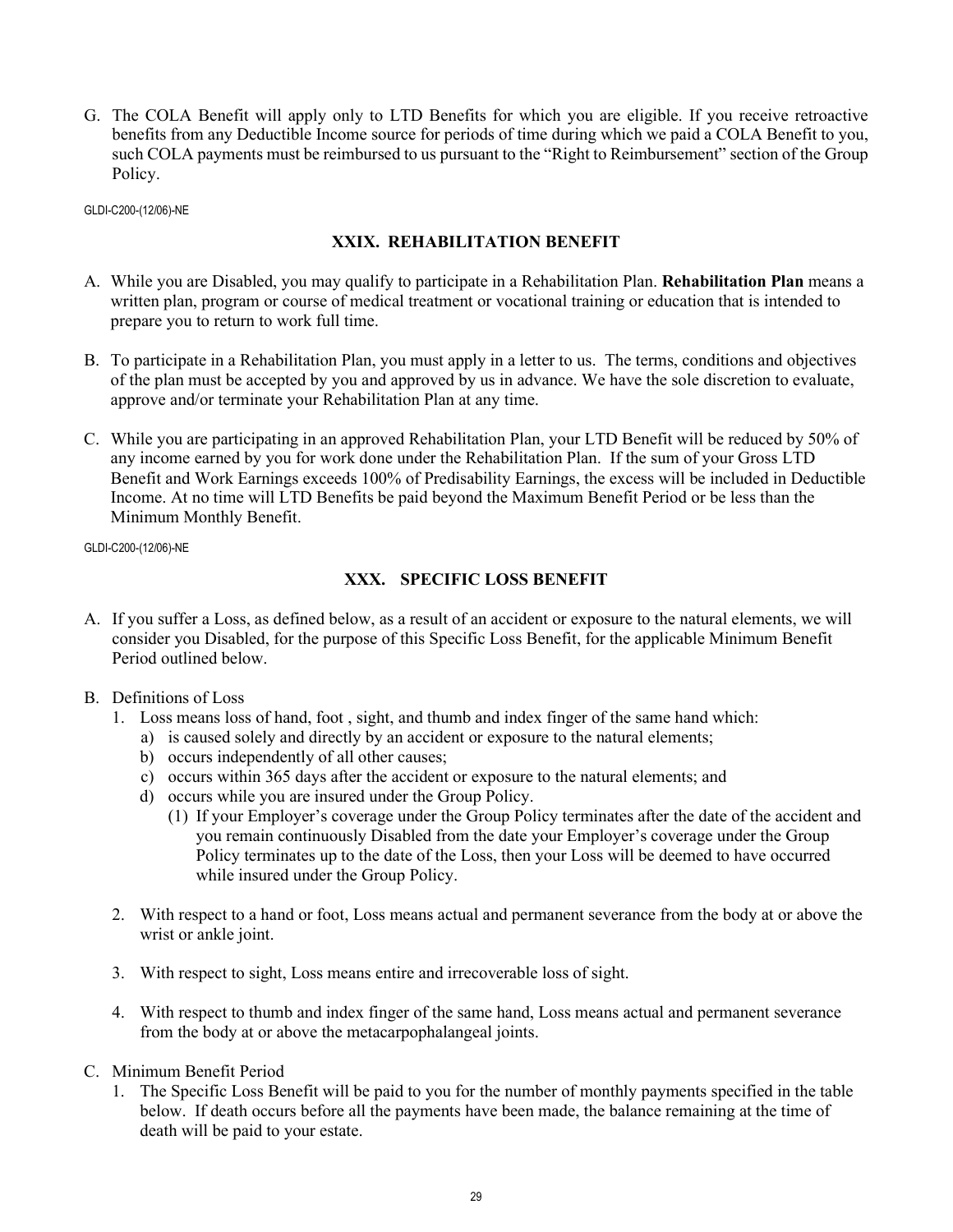G. The COLA Benefit will apply only to LTD Benefits for which you are eligible. If you receive retroactive benefits from any Deductible Income source for periods of time during which we paid a COLA Benefit to you, such COLA payments must be reimbursed to us pursuant to the "Right to Reimbursement" section of the Group Policy.

GLDI-C200-(12/06)-NE

## XXIX. REHABILITATION BENEFIT

A. While you are Disabled, you may qualify to participate in a Rehabilitation Plan. **Rehabilitation Plan** means a written plan, program or course of medical treatment or vocational training or education that is intended to prepare you to return to work full time.

B. To participate in a Rehabilitation Plan, you must apply in a letter to us. The terms, conditions and objectives of the plan must be accepted by you and approved by us in advance. We have the sole discretion to evaluate, approve and/or terminate your Rehabilitation Plan at any time.

C. While you are participating in an approved Rehabilitation Plan, your LTD Benefit will be reduced by 50% of any income earned by you for work done under the Rehabilitation Plan. If the sum of your Gross LTD Benefit and Work Earnings exceeds 100% of Predisability Earnings, the excess will be included in Deductible Income. At no time will LTD Benefits be paid beyond the Maximum Benefit Period or be less than the Minimum Monthly Benefit.

GLDI-C200-(12/06)-NE

## XXX. SPECIFIC LOSS BENEFIT

A. If you suffer a Loss, as defined below, as a result of an accident or exposure to the natural elements, we will consider you Disabled, for the purpose of this Specific Loss Benefit, for the applicable Minimum Benefit Period outlined below.

B. Definitions of Loss
   1. Loss means loss of hand, foot , sight, and thumb and index finger of the same hand which:
      a) is caused solely and directly by an accident or exposure to the natural elements;
      b) occurs independently of all other causes;
      c) occurs within 365 days after the accident or exposure to the natural elements; and
      d) occurs while you are insured under the Group Policy.
         (1) If your Employer's coverage under the Group Policy terminates after the date of the accident and you remain continuously Disabled from the date your Employer's coverage under the Group Policy terminates up to the date of the Loss, then your Loss will be deemed to have occurred while insured under the Group Policy.

   2. With respect to a hand or foot, Loss means actual and permanent severance from the body at or above the wrist or ankle joint.

   3. With respect to sight, Loss means entire and irrecoverable loss of sight.

   4. With respect to thumb and index finger of the same hand, Loss means actual and permanent severance from the body at or above the metacarpophalangeal joints.

C. Minimum Benefit Period
   1. The Specific Loss Benefit will be paid to you for the number of monthly payments specified in the table below. If death occurs before all the payments have been made, the balance remaining at the time of death will be paid to your estate.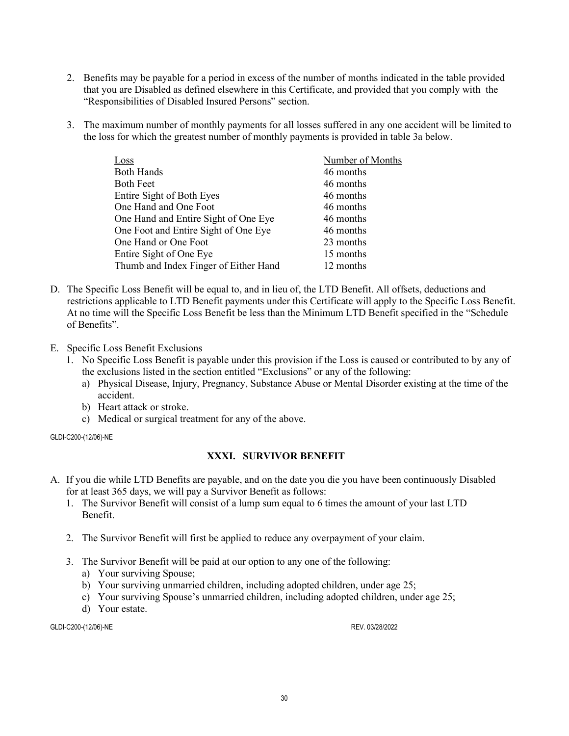2. Benefits may be payable for a period in excess of the number of months indicated in the table provided that you are Disabled as defined elsewhere in this Certificate, and provided that you comply with the "Responsibilities of Disabled Insured Persons" section.

3. The maximum number of monthly payments for all losses suffered in any one accident will be limited to the loss for which the greatest number of monthly payments is provided in table 3a below.

| Loss | Number of Months |
|---|---|
| Both Hands | 46 months |
| Both Feet | 46 months |
| Entire Sight of Both Eyes | 46 months |
| One Hand and One Foot | 46 months |
| One Hand and Entire Sight of One Eye | 46 months |
| One Foot and Entire Sight of One Eye | 46 months |
| One Hand or One Foot | 23 months |
| Entire Sight of One Eye | 15 months |
| Thumb and Index Finger of Either Hand | 12 months |

D. The Specific Loss Benefit will be equal to, and in lieu of, the LTD Benefit. All offsets, deductions and restrictions applicable to LTD Benefit payments under this Certificate will apply to the Specific Loss Benefit. At no time will the Specific Loss Benefit be less than the Minimum LTD Benefit specified in the "Schedule of Benefits".

E. Specific Loss Benefit Exclusions
   1. No Specific Loss Benefit is payable under this provision if the Loss is caused or contributed to by any of the exclusions listed in the section entitled "Exclusions" or any of the following:
      a) Physical Disease, Injury, Pregnancy, Substance Abuse or Mental Disorder existing at the time of the accident.
      b) Heart attack or stroke.
      c) Medical or surgical treatment for any of the above.

GLDI-C200-(12/06)-NE

## XXXI. SURVIVOR BENEFIT

A. If you die while LTD Benefits are payable, and on the date you die you have been continuously Disabled for at least 365 days, we will pay a Survivor Benefit as follows:
   1. The Survivor Benefit will consist of a lump sum equal to 6 times the amount of your last LTD Benefit.
   2. The Survivor Benefit will first be applied to reduce any overpayment of your claim.
   3. The Survivor Benefit will be paid at our option to any one of the following:
      a) Your surviving Spouse;
      b) Your surviving unmarried children, including adopted children, under age 25;
      c) Your surviving Spouse's unmarried children, including adopted children, under age 25;
      d) Your estate.

GLDI-C200-(12/06)-NE REV. 03/28/2022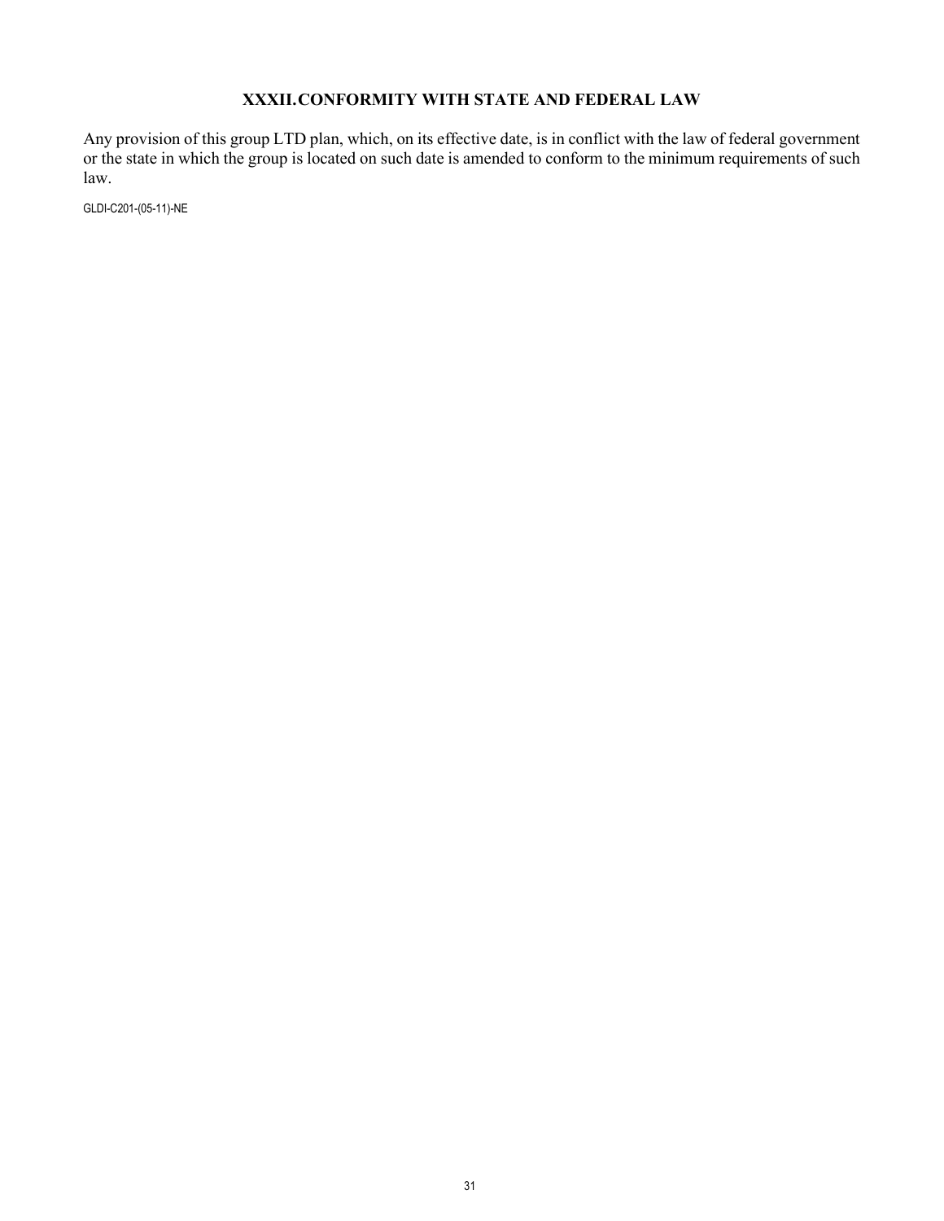## XXXII. CONFORMITY WITH STATE AND FEDERAL LAW

Any provision of this group LTD plan, which, on its effective date, is in conflict with the law of federal government or the state in which the group is located on such date is amended to conform to the minimum requirements of such law.

GLDI-C201-(05-11)-NE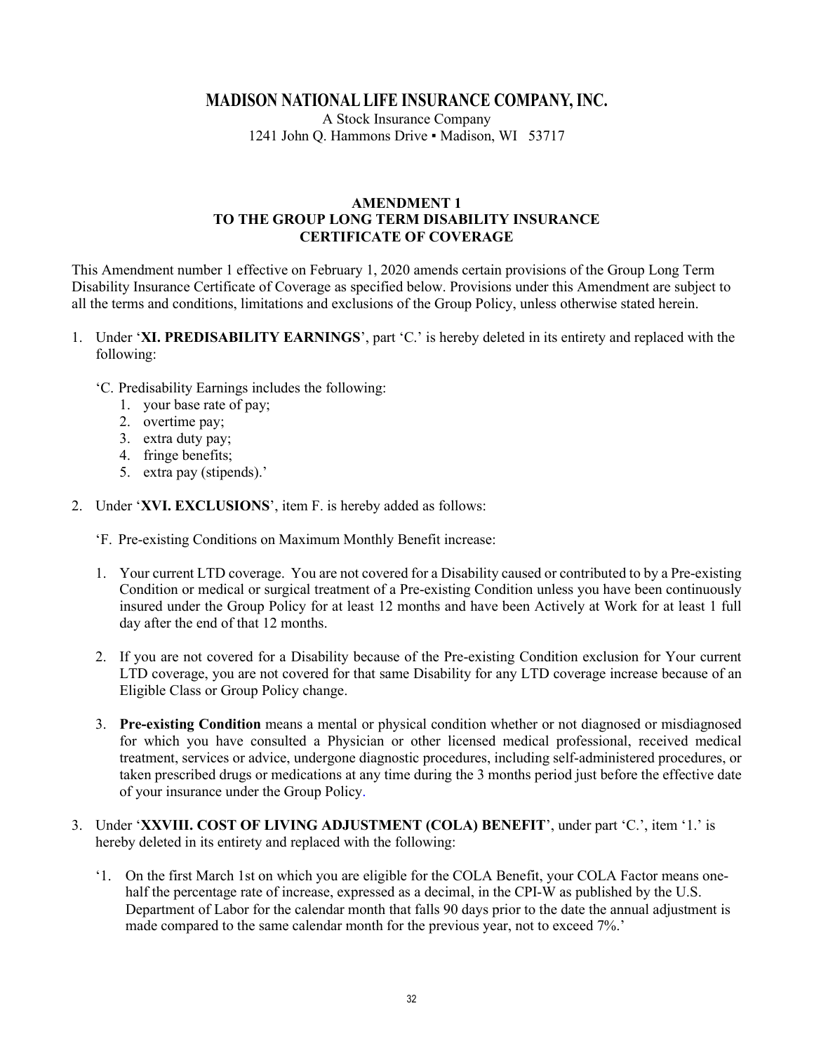# MADISON NATIONAL LIFE INSURANCE COMPANY, INC.

A Stock Insurance Company
1241 John Q. Hammons Drive ▪ Madison, WI 53717

## AMENDMENT 1
## TO THE GROUP LONG TERM DISABILITY INSURANCE CERTIFICATE OF COVERAGE

This Amendment number 1 effective on February 1, 2020 amends certain provisions of the Group Long Term Disability Insurance Certificate of Coverage as specified below. Provisions under this Amendment are subject to all the terms and conditions, limitations and exclusions of the Group Policy, unless otherwise stated herein.

1. Under '**XI. PREDISABILITY EARNINGS**', part 'C.' is hereby deleted in its entirety and replaced with the following:

   'C. Predisability Earnings includes the following:
   1. your base rate of pay;
   2. overtime pay;
   3. extra duty pay;
   4. fringe benefits;
   5. extra pay (stipends).'

2. Under '**XVI. EXCLUSIONS**', item F. is hereby added as follows:

   'F. Pre-existing Conditions on Maximum Monthly Benefit increase:

   1. Your current LTD coverage. You are not covered for a Disability caused or contributed to by a Pre-existing Condition or medical or surgical treatment of a Pre-existing Condition unless you have been continuously insured under the Group Policy for at least 12 months and have been Actively at Work for at least 1 full day after the end of that 12 months.

   2. If you are not covered for a Disability because of the Pre-existing Condition exclusion for Your current LTD coverage, you are not covered for that same Disability for any LTD coverage increase because of an Eligible Class or Group Policy change.

   3. **Pre-existing Condition** means a mental or physical condition whether or not diagnosed or misdiagnosed for which you have consulted a Physician or other licensed medical professional, received medical treatment, services or advice, undergone diagnostic procedures, including self-administered procedures, or taken prescribed drugs or medications at any time during the 3 months period just before the effective date of your insurance under the Group Policy.

3. Under '**XXVIII. COST OF LIVING ADJUSTMENT (COLA) BENEFIT**', under part 'C.', item '1.' is hereby deleted in its entirety and replaced with the following:

   '1. On the first March 1st on which you are eligible for the COLA Benefit, your COLA Factor means one-half the percentage rate of increase, expressed as a decimal, in the CPI-W as published by the U.S. Department of Labor for the calendar month that falls 90 days prior to the date the annual adjustment is made compared to the same calendar month for the previous year, not to exceed 7%.'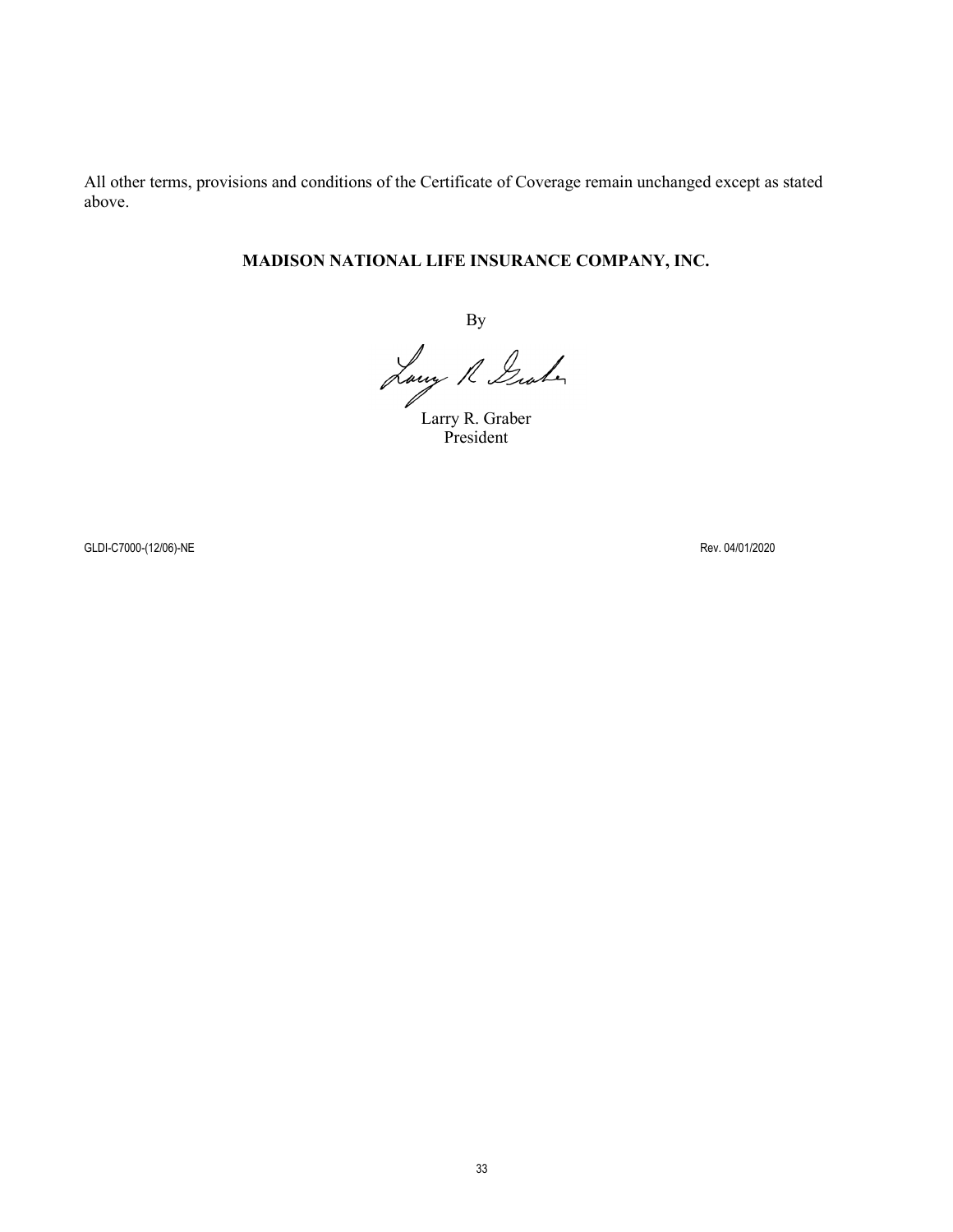All other terms, provisions and conditions of the Certificate of Coverage remain unchanged except as stated above.

**MADISON NATIONAL LIFE INSURANCE COMPANY, INC.**

By

Larry R. Graber
President

GLDI-C7000-(12/06)-NE Rev. 04/01/2020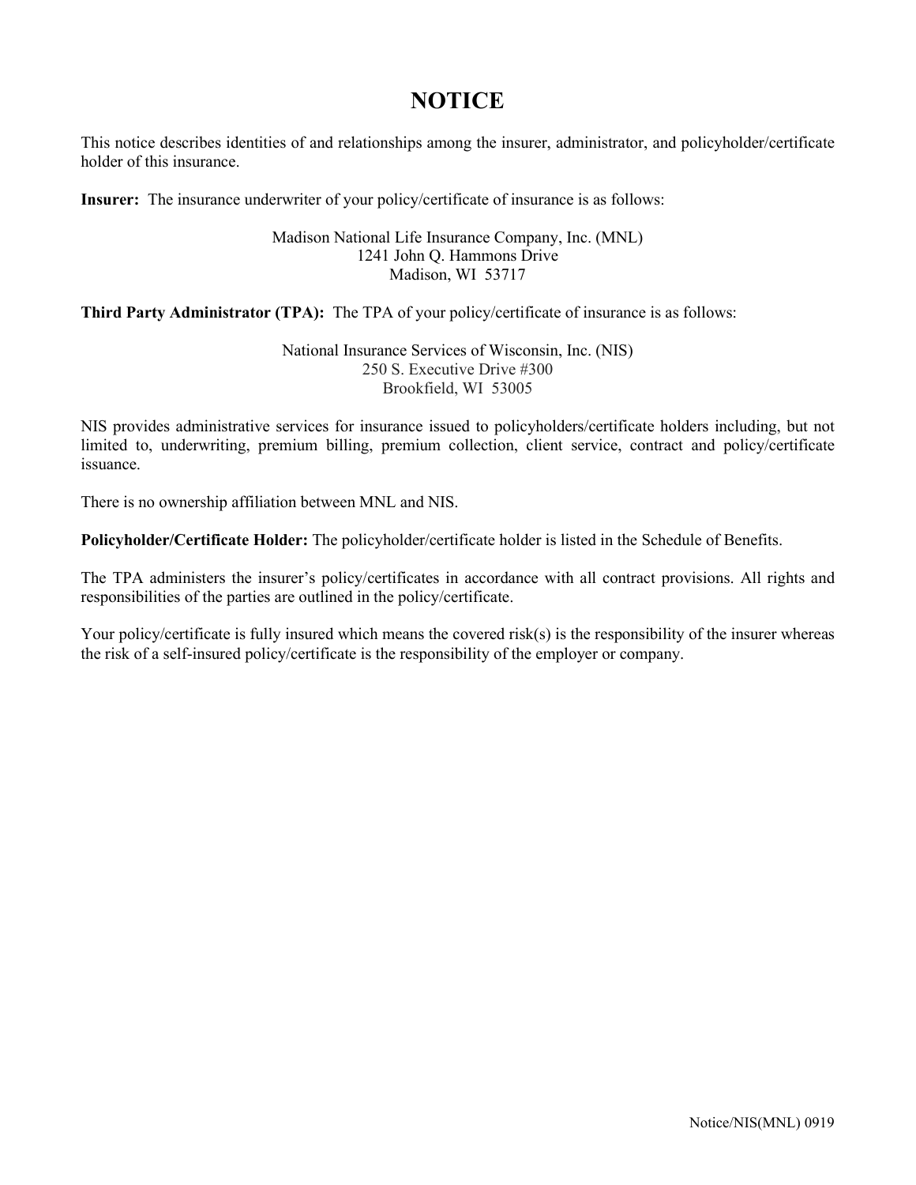# NOTICE

This notice describes identities of and relationships among the insurer, administrator, and policyholder/certificate holder of this insurance.

**Insurer:** The insurance underwriter of your policy/certificate of insurance is as follows:

Madison National Life Insurance Company, Inc. (MNL)
1241 John Q. Hammons Drive
Madison, WI 53717

**Third Party Administrator (TPA):** The TPA of your policy/certificate of insurance is as follows:

National Insurance Services of Wisconsin, Inc. (NIS)
250 S. Executive Drive #300
Brookfield, WI 53005

NIS provides administrative services for insurance issued to policyholders/certificate holders including, but not limited to, underwriting, premium billing, premium collection, client service, contract and policy/certificate issuance.

There is no ownership affiliation between MNL and NIS.

**Policyholder/Certificate Holder:** The policyholder/certificate holder is listed in the Schedule of Benefits.

The TPA administers the insurer's policy/certificates in accordance with all contract provisions. All rights and responsibilities of the parties are outlined in the policy/certificate.

Your policy/certificate is fully insured which means the covered risk(s) is the responsibility of the insurer whereas the risk of a self-insured policy/certificate is the responsibility of the employer or company.

Notice/NIS(MNL) 0919